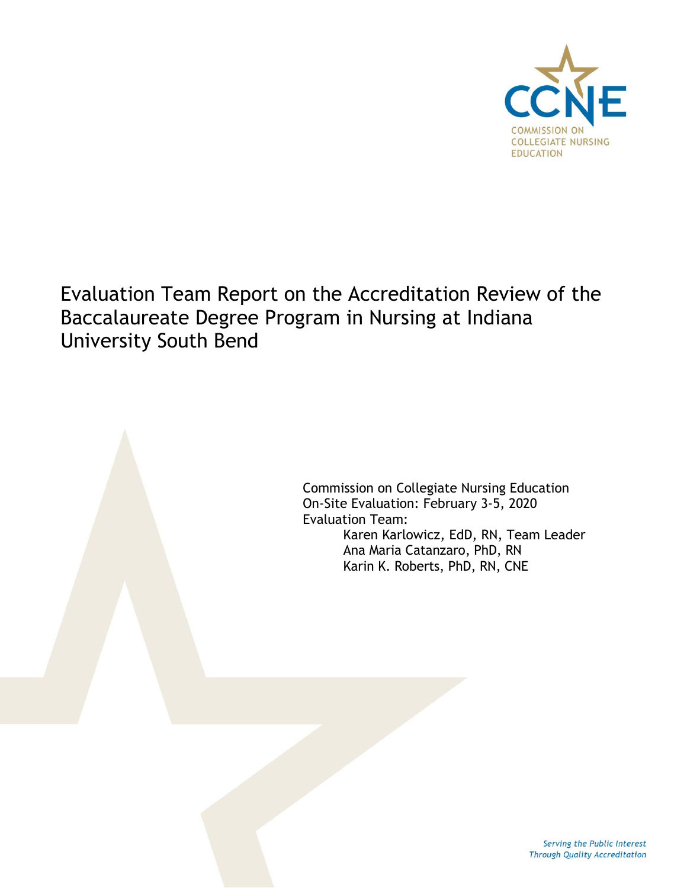CCNE

COMMISSION ON COLLEGIATE NURSING EDUCATION

# Evaluation Team Report on the Accreditation Review of the Baccalaureate Degree Program in Nursing at Indiana University South Bend

Commission on Collegiate Nursing Education
On-Site Evaluation: February 3-5, 2020
Evaluation Team:

- Karen Karlowicz, EdD, RN, Team Leader
- Ana Maria Catanzaro, PhD, RN
- Karin K. Roberts, PhD, RN, CNE

*Serving the Public Interest Through Quality Accreditation*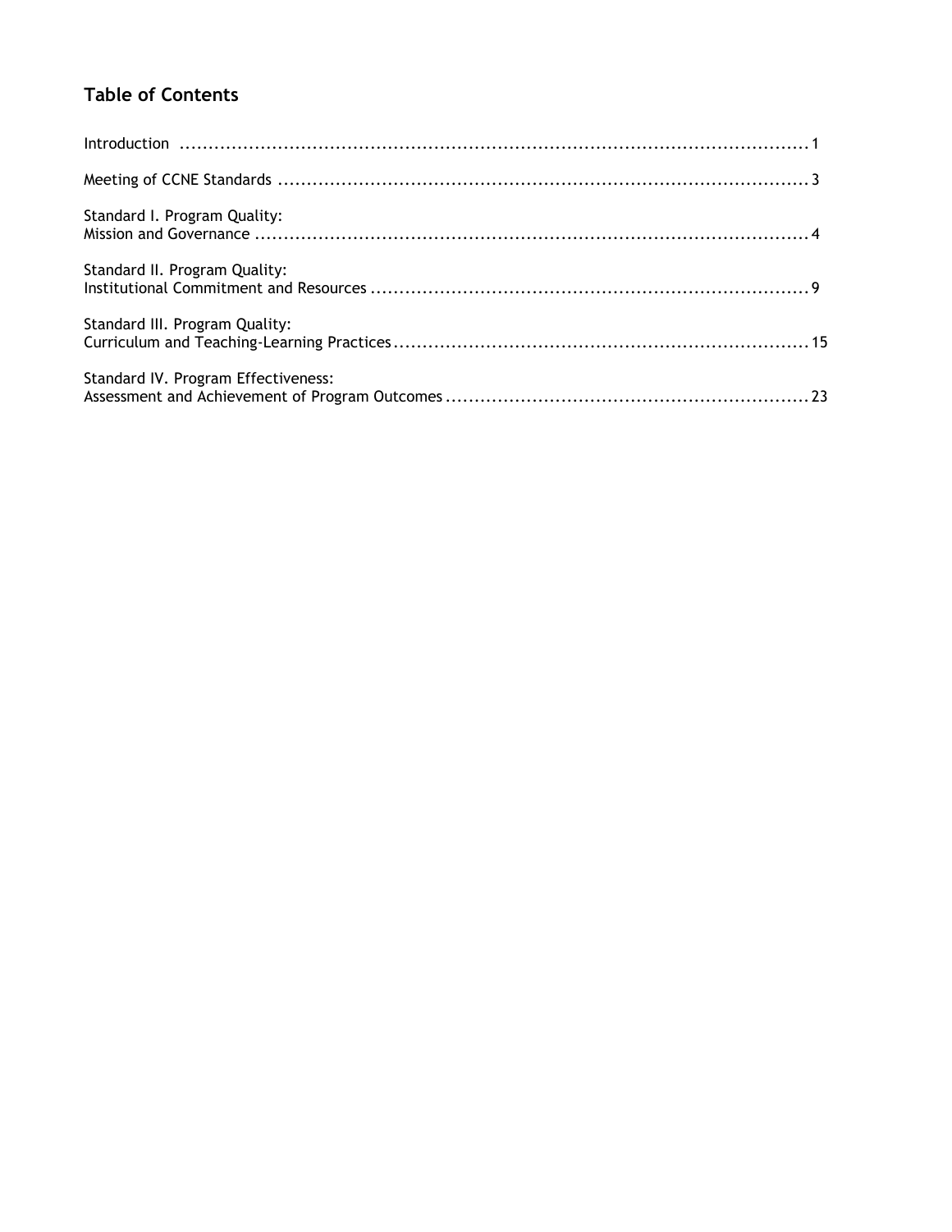## Table of Contents

Introduction ..................................................................................................... 1

Meeting of CCNE Standards ............................................................................. 3

Standard I. Program Quality:
Mission and Governance .................................................................................. 4

Standard II. Program Quality:
Institutional Commitment and Resources ........................................................... 9

Standard III. Program Quality:
Curriculum and Teaching-Learning Practices ...................................................... 15

Standard IV. Program Effectiveness:
Assessment and Achievement of Program Outcomes ........................................... 23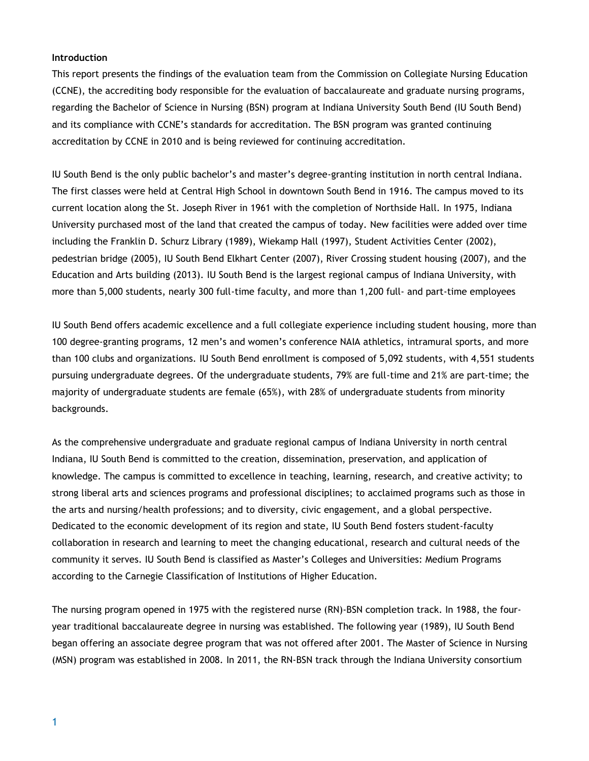**Introduction**

This report presents the findings of the evaluation team from the Commission on Collegiate Nursing Education (CCNE), the accrediting body responsible for the evaluation of baccalaureate and graduate nursing programs, regarding the Bachelor of Science in Nursing (BSN) program at Indiana University South Bend (IU South Bend) and its compliance with CCNE's standards for accreditation. The BSN program was granted continuing accreditation by CCNE in 2010 and is being reviewed for continuing accreditation.

IU South Bend is the only public bachelor's and master's degree-granting institution in north central Indiana. The first classes were held at Central High School in downtown South Bend in 1916. The campus moved to its current location along the St. Joseph River in 1961 with the completion of Northside Hall. In 1975, Indiana University purchased most of the land that created the campus of today. New facilities were added over time including the Franklin D. Schurz Library (1989), Wiekamp Hall (1997), Student Activities Center (2002), pedestrian bridge (2005), IU South Bend Elkhart Center (2007), River Crossing student housing (2007), and the Education and Arts building (2013). IU South Bend is the largest regional campus of Indiana University, with more than 5,000 students, nearly 300 full-time faculty, and more than 1,200 full- and part-time employees

IU South Bend offers academic excellence and a full collegiate experience including student housing, more than 100 degree-granting programs, 12 men's and women's conference NAIA athletics, intramural sports, and more than 100 clubs and organizations. IU South Bend enrollment is composed of 5,092 students, with 4,551 students pursuing undergraduate degrees. Of the undergraduate students, 79% are full-time and 21% are part-time; the majority of undergraduate students are female (65%), with 28% of undergraduate students from minority backgrounds.

As the comprehensive undergraduate and graduate regional campus of Indiana University in north central Indiana, IU South Bend is committed to the creation, dissemination, preservation, and application of knowledge. The campus is committed to excellence in teaching, learning, research, and creative activity; to strong liberal arts and sciences programs and professional disciplines; to acclaimed programs such as those in the arts and nursing/health professions; and to diversity, civic engagement, and a global perspective. Dedicated to the economic development of its region and state, IU South Bend fosters student-faculty collaboration in research and learning to meet the changing educational, research and cultural needs of the community it serves. IU South Bend is classified as Master's Colleges and Universities: Medium Programs according to the Carnegie Classification of Institutions of Higher Education.

The nursing program opened in 1975 with the registered nurse (RN)-BSN completion track. In 1988, the four-year traditional baccalaureate degree in nursing was established. The following year (1989), IU South Bend began offering an associate degree program that was not offered after 2001. The Master of Science in Nursing (MSN) program was established in 2008. In 2011, the RN-BSN track through the Indiana University consortium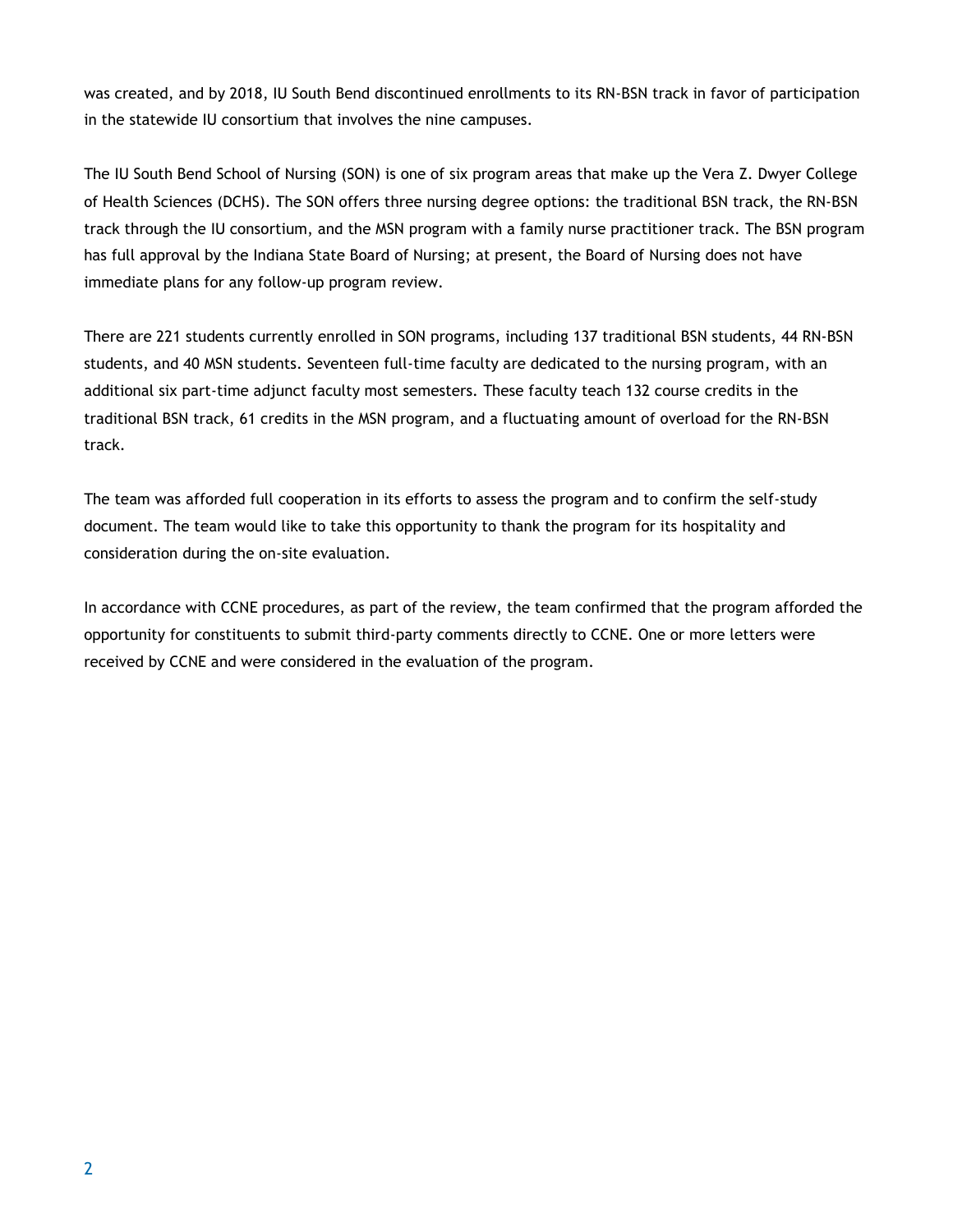was created, and by 2018, IU South Bend discontinued enrollments to its RN-BSN track in favor of participation in the statewide IU consortium that involves the nine campuses.

The IU South Bend School of Nursing (SON) is one of six program areas that make up the Vera Z. Dwyer College of Health Sciences (DCHS). The SON offers three nursing degree options: the traditional BSN track, the RN-BSN track through the IU consortium, and the MSN program with a family nurse practitioner track. The BSN program has full approval by the Indiana State Board of Nursing; at present, the Board of Nursing does not have immediate plans for any follow-up program review.

There are 221 students currently enrolled in SON programs, including 137 traditional BSN students, 44 RN-BSN students, and 40 MSN students. Seventeen full-time faculty are dedicated to the nursing program, with an additional six part-time adjunct faculty most semesters. These faculty teach 132 course credits in the traditional BSN track, 61 credits in the MSN program, and a fluctuating amount of overload for the RN-BSN track.

The team was afforded full cooperation in its efforts to assess the program and to confirm the self-study document. The team would like to take this opportunity to thank the program for its hospitality and consideration during the on-site evaluation.

In accordance with CCNE procedures, as part of the review, the team confirmed that the program afforded the opportunity for constituents to submit third-party comments directly to CCNE. One or more letters were received by CCNE and were considered in the evaluation of the program.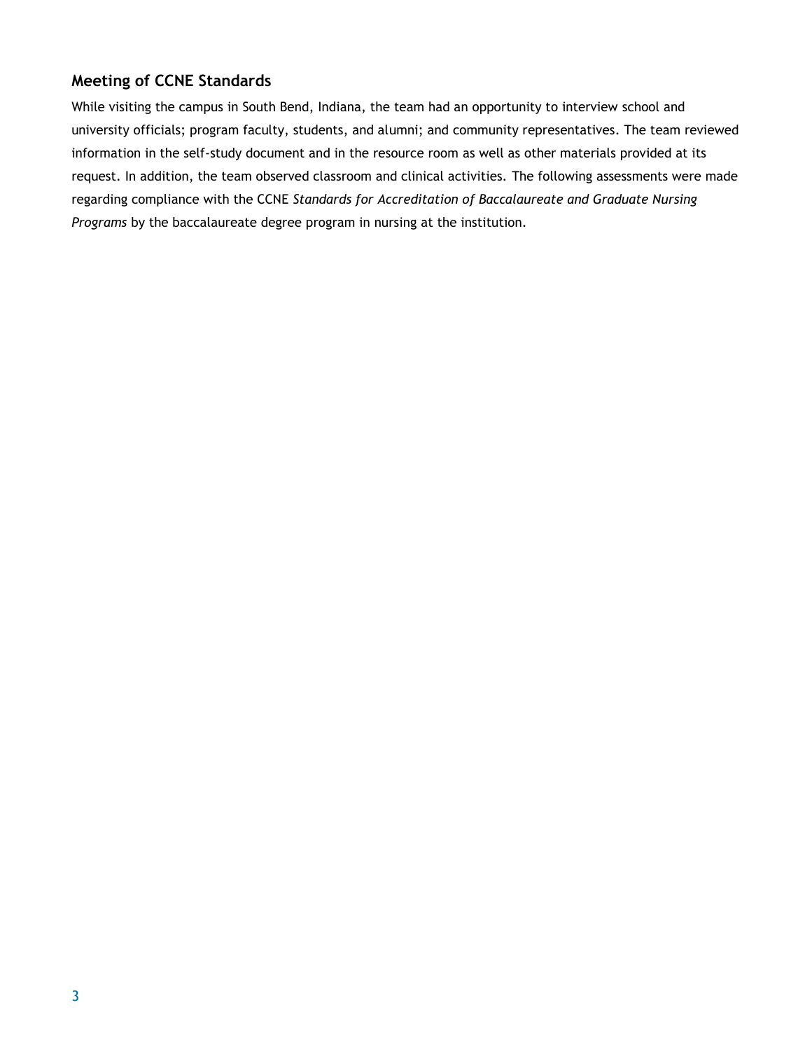## Meeting of CCNE Standards

While visiting the campus in South Bend, Indiana, the team had an opportunity to interview school and university officials; program faculty, students, and alumni; and community representatives. The team reviewed information in the self-study document and in the resource room as well as other materials provided at its request. In addition, the team observed classroom and clinical activities. The following assessments were made regarding compliance with the CCNE *Standards for Accreditation of Baccalaureate and Graduate Nursing Programs* by the baccalaureate degree program in nursing at the institution.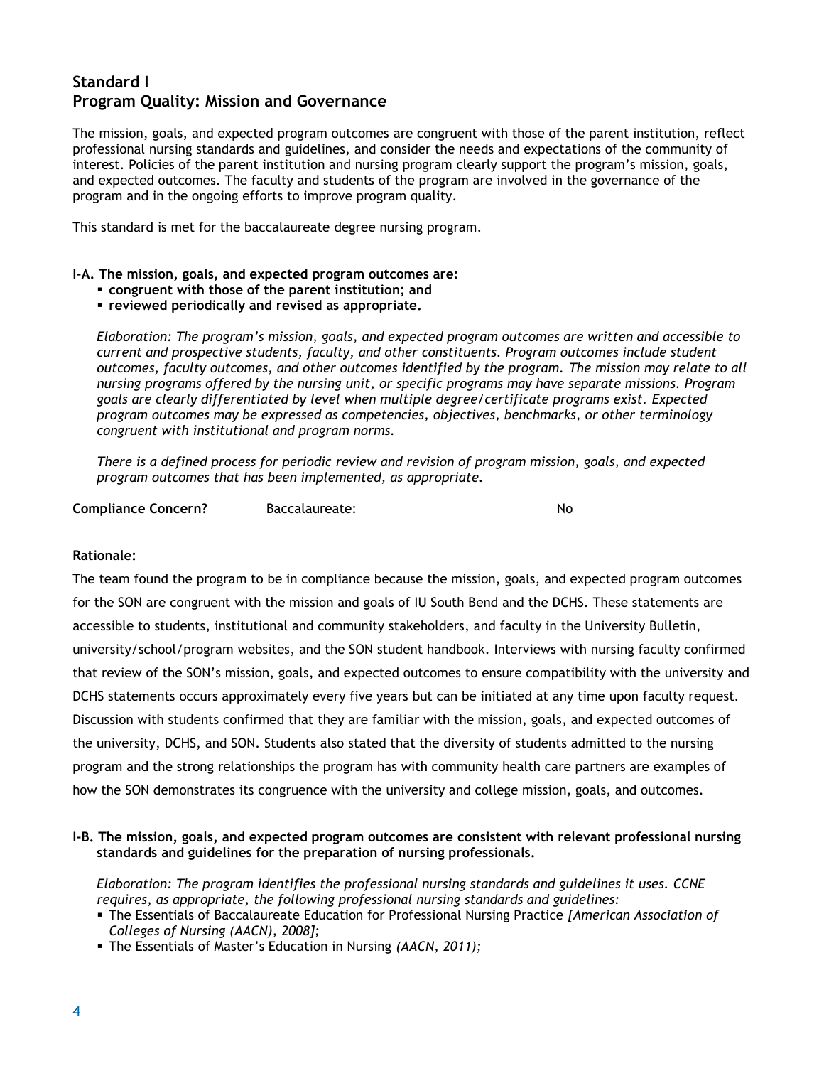## Standard I
## Program Quality: Mission and Governance

The mission, goals, and expected program outcomes are congruent with those of the parent institution, reflect professional nursing standards and guidelines, and consider the needs and expectations of the community of interest. Policies of the parent institution and nursing program clearly support the program's mission, goals, and expected outcomes. The faculty and students of the program are involved in the governance of the program and in the ongoing efforts to improve program quality.

This standard is met for the baccalaureate degree nursing program.

**I-A. The mission, goals, and expected program outcomes are:**
- **congruent with those of the parent institution; and**
- **reviewed periodically and revised as appropriate.**

*Elaboration: The program's mission, goals, and expected program outcomes are written and accessible to current and prospective students, faculty, and other constituents. Program outcomes include student outcomes, faculty outcomes, and other outcomes identified by the program. The mission may relate to all nursing programs offered by the nursing unit, or specific programs may have separate missions. Program goals are clearly differentiated by level when multiple degree/certificate programs exist. Expected program outcomes may be expressed as competencies, objectives, benchmarks, or other terminology congruent with institutional and program norms.*

*There is a defined process for periodic review and revision of program mission, goals, and expected program outcomes that has been implemented, as appropriate.*

**Compliance Concern?** Baccalaureate: No

**Rationale:**

The team found the program to be in compliance because the mission, goals, and expected program outcomes for the SON are congruent with the mission and goals of IU South Bend and the DCHS. These statements are accessible to students, institutional and community stakeholders, and faculty in the University Bulletin, university/school/program websites, and the SON student handbook. Interviews with nursing faculty confirmed that review of the SON's mission, goals, and expected outcomes to ensure compatibility with the university and DCHS statements occurs approximately every five years but can be initiated at any time upon faculty request. Discussion with students confirmed that they are familiar with the mission, goals, and expected outcomes of the university, DCHS, and SON. Students also stated that the diversity of students admitted to the nursing program and the strong relationships the program has with community health care partners are examples of how the SON demonstrates its congruence with the university and college mission, goals, and outcomes.

**I-B. The mission, goals, and expected program outcomes are consistent with relevant professional nursing standards and guidelines for the preparation of nursing professionals.**

*Elaboration: The program identifies the professional nursing standards and guidelines it uses. CCNE requires, as appropriate, the following professional nursing standards and guidelines:*
- The Essentials of Baccalaureate Education for Professional Nursing Practice *[American Association of Colleges of Nursing (AACN), 2008];*
- The Essentials of Master's Education in Nursing *(AACN, 2011);*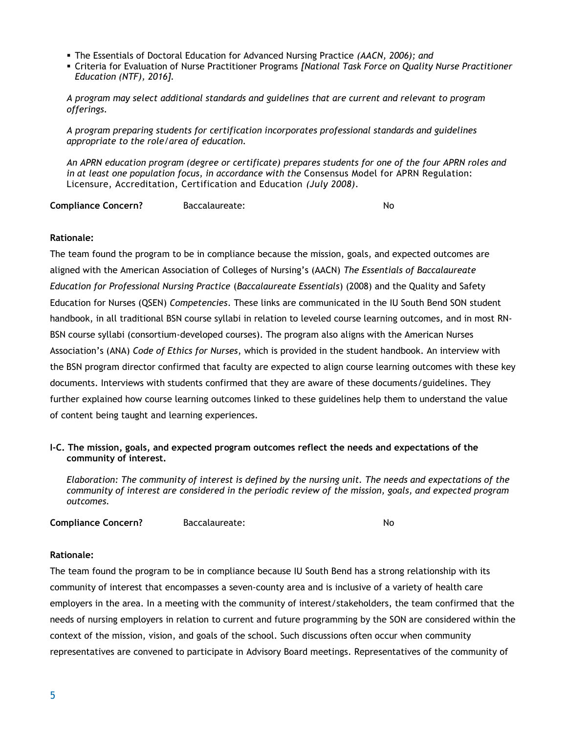- The Essentials of Doctoral Education for Advanced Nursing Practice *(AACN, 2006); and*
- Criteria for Evaluation of Nurse Practitioner Programs *[National Task Force on Quality Nurse Practitioner Education (NTF), 2016].*

*A program may select additional standards and guidelines that are current and relevant to program offerings.*

*A program preparing students for certification incorporates professional standards and guidelines appropriate to the role/area of education.*

*An APRN education program (degree or certificate) prepares students for one of the four APRN roles and in at least one population focus, in accordance with the* Consensus Model for APRN Regulation: Licensure, Accreditation, Certification and Education *(July 2008).*

| **Compliance Concern?** | Baccalaureate: | No |
|---|---|---|

**Rationale:**

The team found the program to be in compliance because the mission, goals, and expected outcomes are aligned with the American Association of Colleges of Nursing's (AACN) *The Essentials of Baccalaureate Education for Professional Nursing Practice* (*Baccalaureate Essentials*) (2008) and the Quality and Safety Education for Nurses (QSEN) *Competencies*. These links are communicated in the IU South Bend SON student handbook, in all traditional BSN course syllabi in relation to leveled course learning outcomes, and in most RN-BSN course syllabi (consortium-developed courses). The program also aligns with the American Nurses Association's (ANA) *Code of Ethics for Nurses,* which is provided in the student handbook. An interview with the BSN program director confirmed that faculty are expected to align course learning outcomes with these key documents. Interviews with students confirmed that they are aware of these documents/guidelines. They further explained how course learning outcomes linked to these guidelines help them to understand the value of content being taught and learning experiences.

**I-C. The mission, goals, and expected program outcomes reflect the needs and expectations of the community of interest.**

*Elaboration: The community of interest is defined by the nursing unit. The needs and expectations of the community of interest are considered in the periodic review of the mission, goals, and expected program outcomes.*

| **Compliance Concern?** | Baccalaureate: | No |
|---|---|---|

**Rationale:**

The team found the program to be in compliance because IU South Bend has a strong relationship with its community of interest that encompasses a seven-county area and is inclusive of a variety of health care employers in the area. In a meeting with the community of interest/stakeholders, the team confirmed that the needs of nursing employers in relation to current and future programming by the SON are considered within the context of the mission, vision, and goals of the school. Such discussions often occur when community representatives are convened to participate in Advisory Board meetings. Representatives of the community of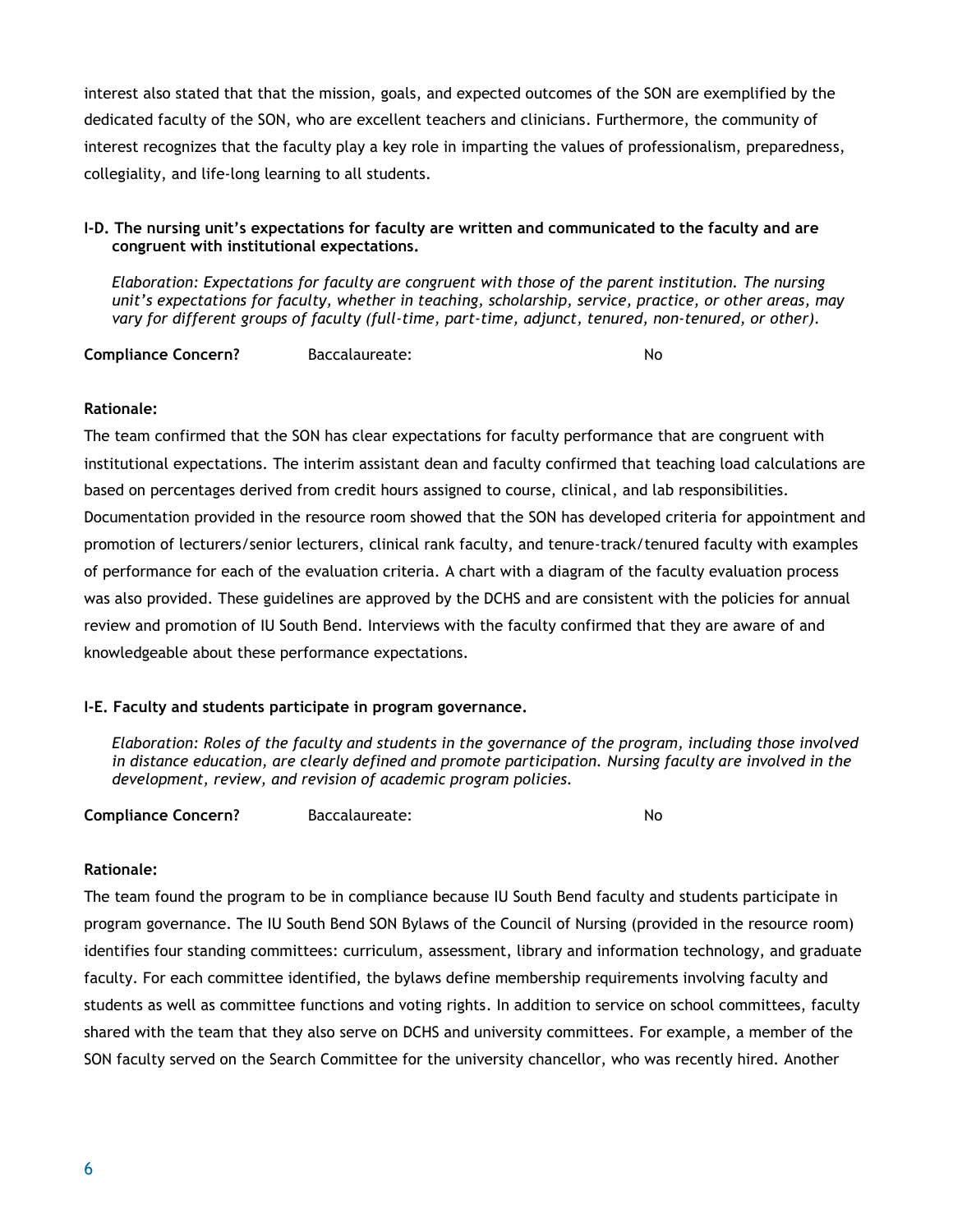interest also stated that that the mission, goals, and expected outcomes of the SON are exemplified by the dedicated faculty of the SON, who are excellent teachers and clinicians. Furthermore, the community of interest recognizes that the faculty play a key role in imparting the values of professionalism, preparedness, collegiality, and life-long learning to all students.

**I-D. The nursing unit's expectations for faculty are written and communicated to the faculty and are congruent with institutional expectations.**

*Elaboration: Expectations for faculty are congruent with those of the parent institution. The nursing unit's expectations for faculty, whether in teaching, scholarship, service, practice, or other areas, may vary for different groups of faculty (full-time, part-time, adjunct, tenured, non-tenured, or other).*

**Compliance Concern?** Baccalaureate: No

**Rationale:**

The team confirmed that the SON has clear expectations for faculty performance that are congruent with institutional expectations. The interim assistant dean and faculty confirmed that teaching load calculations are based on percentages derived from credit hours assigned to course, clinical, and lab responsibilities. Documentation provided in the resource room showed that the SON has developed criteria for appointment and promotion of lecturers/senior lecturers, clinical rank faculty, and tenure-track/tenured faculty with examples of performance for each of the evaluation criteria. A chart with a diagram of the faculty evaluation process was also provided. These guidelines are approved by the DCHS and are consistent with the policies for annual review and promotion of IU South Bend. Interviews with the faculty confirmed that they are aware of and knowledgeable about these performance expectations.

**I-E. Faculty and students participate in program governance.**

*Elaboration: Roles of the faculty and students in the governance of the program, including those involved in distance education, are clearly defined and promote participation. Nursing faculty are involved in the development, review, and revision of academic program policies.*

**Compliance Concern?** Baccalaureate: No

**Rationale:**

The team found the program to be in compliance because IU South Bend faculty and students participate in program governance. The IU South Bend SON Bylaws of the Council of Nursing (provided in the resource room) identifies four standing committees: curriculum, assessment, library and information technology, and graduate faculty. For each committee identified, the bylaws define membership requirements involving faculty and students as well as committee functions and voting rights. In addition to service on school committees, faculty shared with the team that they also serve on DCHS and university committees. For example, a member of the SON faculty served on the Search Committee for the university chancellor, who was recently hired. Another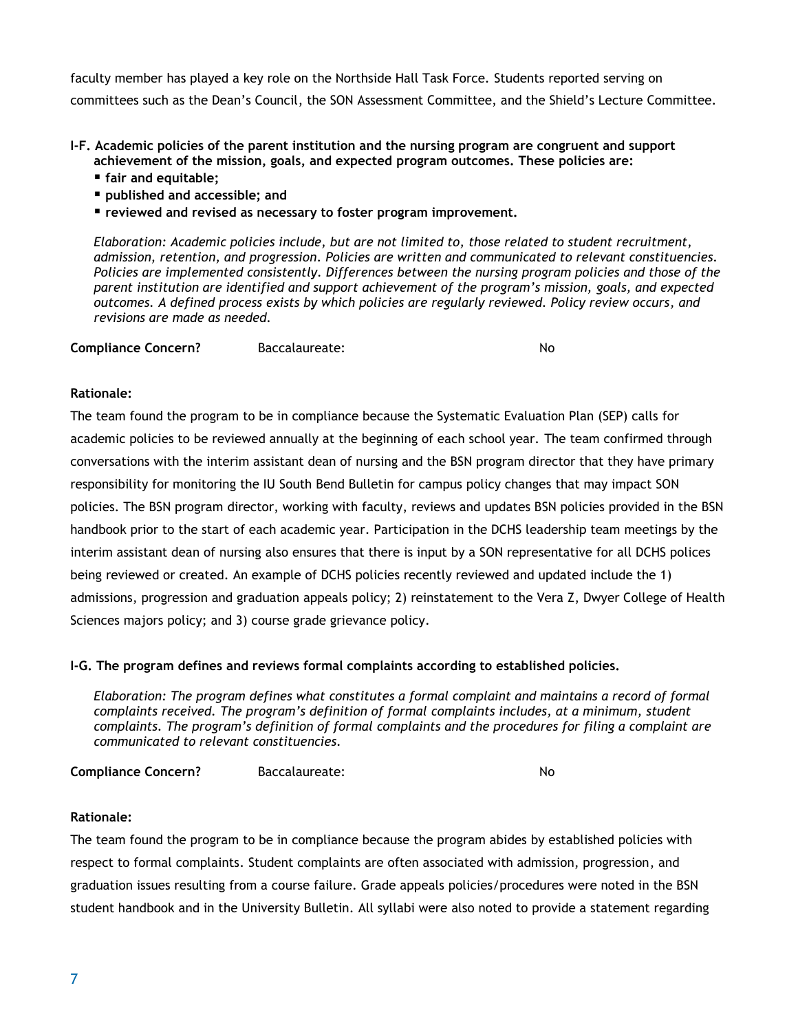faculty member has played a key role on the Northside Hall Task Force. Students reported serving on committees such as the Dean's Council, the SON Assessment Committee, and the Shield's Lecture Committee.

**I-F. Academic policies of the parent institution and the nursing program are congruent and support achievement of the mission, goals, and expected program outcomes. These policies are:**

- **fair and equitable;**
- **published and accessible; and**
- **reviewed and revised as necessary to foster program improvement.**

*Elaboration: Academic policies include, but are not limited to, those related to student recruitment, admission, retention, and progression. Policies are written and communicated to relevant constituencies. Policies are implemented consistently. Differences between the nursing program policies and those of the parent institution are identified and support achievement of the program's mission, goals, and expected outcomes. A defined process exists by which policies are regularly reviewed. Policy review occurs, and revisions are made as needed.*

**Compliance Concern?** Baccalaureate: No

**Rationale:**

The team found the program to be in compliance because the Systematic Evaluation Plan (SEP) calls for academic policies to be reviewed annually at the beginning of each school year. The team confirmed through conversations with the interim assistant dean of nursing and the BSN program director that they have primary responsibility for monitoring the IU South Bend Bulletin for campus policy changes that may impact SON policies. The BSN program director, working with faculty, reviews and updates BSN policies provided in the BSN handbook prior to the start of each academic year. Participation in the DCHS leadership team meetings by the interim assistant dean of nursing also ensures that there is input by a SON representative for all DCHS polices being reviewed or created. An example of DCHS policies recently reviewed and updated include the 1) admissions, progression and graduation appeals policy; 2) reinstatement to the Vera Z, Dwyer College of Health Sciences majors policy; and 3) course grade grievance policy.

**I-G. The program defines and reviews formal complaints according to established policies.**

*Elaboration: The program defines what constitutes a formal complaint and maintains a record of formal complaints received. The program's definition of formal complaints includes, at a minimum, student complaints. The program's definition of formal complaints and the procedures for filing a complaint are communicated to relevant constituencies.*

**Compliance Concern?** Baccalaureate: No

**Rationale:**

The team found the program to be in compliance because the program abides by established policies with respect to formal complaints. Student complaints are often associated with admission, progression, and graduation issues resulting from a course failure. Grade appeals policies/procedures were noted in the BSN student handbook and in the University Bulletin. All syllabi were also noted to provide a statement regarding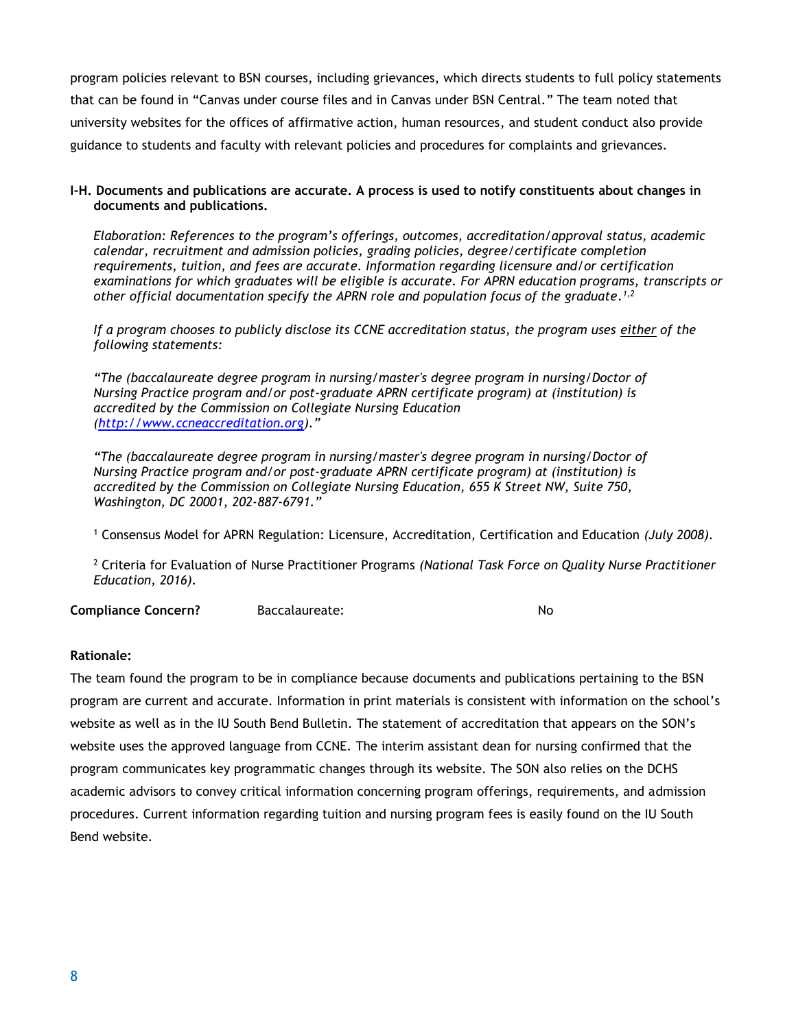program policies relevant to BSN courses, including grievances, which directs students to full policy statements that can be found in "Canvas under course files and in Canvas under BSN Central." The team noted that university websites for the offices of affirmative action, human resources, and student conduct also provide guidance to students and faculty with relevant policies and procedures for complaints and grievances.

**I-H. Documents and publications are accurate. A process is used to notify constituents about changes in documents and publications.**

*Elaboration: References to the program's offerings, outcomes, accreditation/approval status, academic calendar, recruitment and admission policies, grading policies, degree/certificate completion requirements, tuition, and fees are accurate. Information regarding licensure and/or certification examinations for which graduates will be eligible is accurate. For APRN education programs, transcripts or other official documentation specify the APRN role and population focus of the graduate.[1,2]*

*If a program chooses to publicly disclose its CCNE accreditation status, the program uses either of the following statements:*

*"The (baccalaureate degree program in nursing/master's degree program in nursing/Doctor of Nursing Practice program and/or post-graduate APRN certificate program) at (institution) is accredited by the Commission on Collegiate Nursing Education (http://www.ccneaccreditation.org)."*

*"The (baccalaureate degree program in nursing/master's degree program in nursing/Doctor of Nursing Practice program and/or post-graduate APRN certificate program) at (institution) is accredited by the Commission on Collegiate Nursing Education, 655 K Street NW, Suite 750, Washington, DC 20001, 202-887-6791."*

[1] Consensus Model for APRN Regulation: Licensure, Accreditation, Certification and Education *(July 2008)*.

[2] Criteria for Evaluation of Nurse Practitioner Programs *(National Task Force on Quality Nurse Practitioner Education, 2016)*.

**Compliance Concern?** Baccalaureate: No

**Rationale:**

The team found the program to be in compliance because documents and publications pertaining to the BSN program are current and accurate. Information in print materials is consistent with information on the school's website as well as in the IU South Bend Bulletin. The statement of accreditation that appears on the SON's website uses the approved language from CCNE. The interim assistant dean for nursing confirmed that the program communicates key programmatic changes through its website. The SON also relies on the DCHS academic advisors to convey critical information concerning program offerings, requirements, and admission procedures. Current information regarding tuition and nursing program fees is easily found on the IU South Bend website.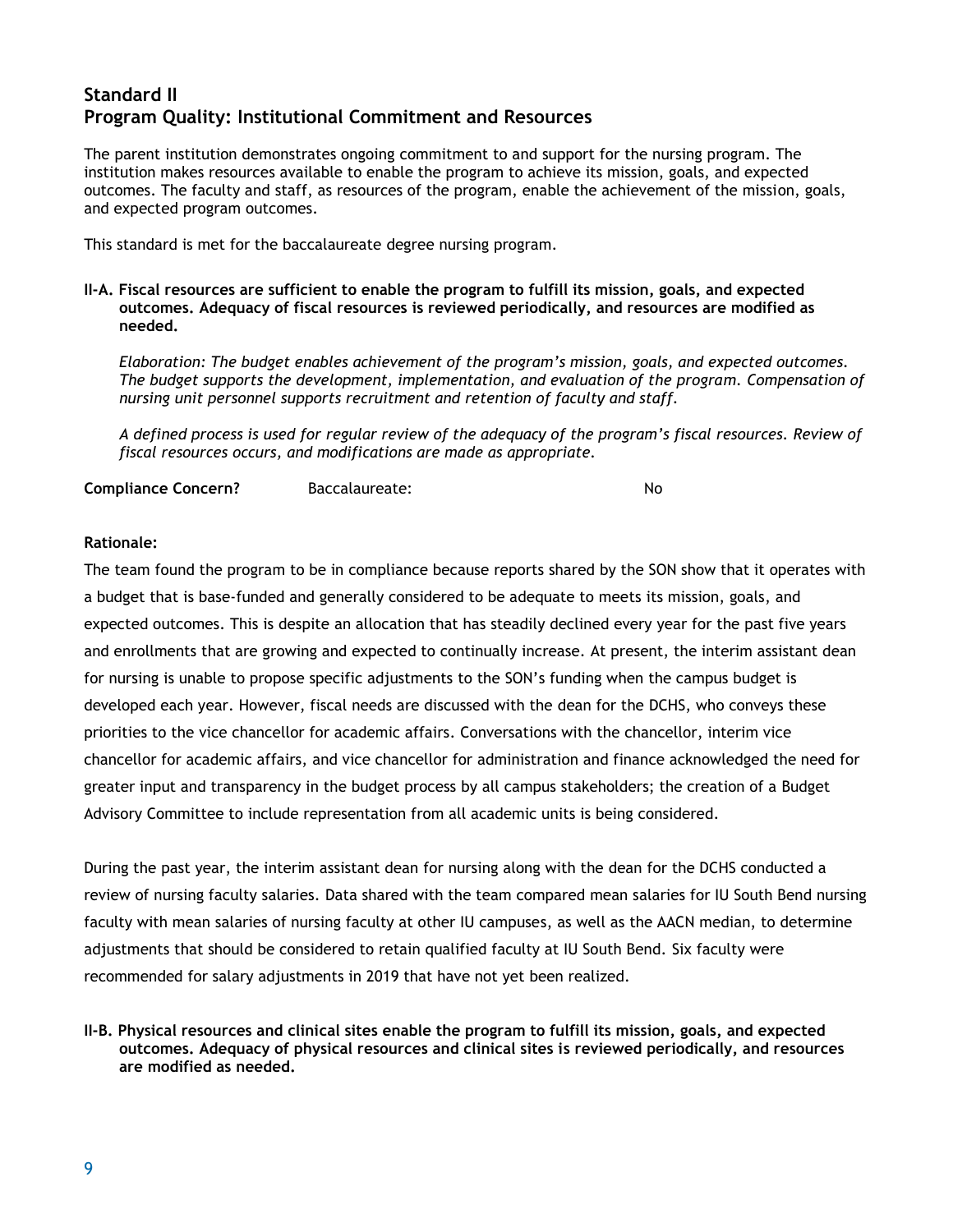## Standard II
## Program Quality: Institutional Commitment and Resources

The parent institution demonstrates ongoing commitment to and support for the nursing program. The institution makes resources available to enable the program to achieve its mission, goals, and expected outcomes. The faculty and staff, as resources of the program, enable the achievement of the mission, goals, and expected program outcomes.

This standard is met for the baccalaureate degree nursing program.

**II-A. Fiscal resources are sufficient to enable the program to fulfill its mission, goals, and expected outcomes. Adequacy of fiscal resources is reviewed periodically, and resources are modified as needed.**

*Elaboration: The budget enables achievement of the program's mission, goals, and expected outcomes. The budget supports the development, implementation, and evaluation of the program. Compensation of nursing unit personnel supports recruitment and retention of faculty and staff.*

*A defined process is used for regular review of the adequacy of the program's fiscal resources. Review of fiscal resources occurs, and modifications are made as appropriate.*

**Compliance Concern?** Baccalaureate: No

**Rationale:**

The team found the program to be in compliance because reports shared by the SON show that it operates with a budget that is base-funded and generally considered to be adequate to meets its mission, goals, and expected outcomes. This is despite an allocation that has steadily declined every year for the past five years and enrollments that are growing and expected to continually increase. At present, the interim assistant dean for nursing is unable to propose specific adjustments to the SON's funding when the campus budget is developed each year. However, fiscal needs are discussed with the dean for the DCHS, who conveys these priorities to the vice chancellor for academic affairs. Conversations with the chancellor, interim vice chancellor for academic affairs, and vice chancellor for administration and finance acknowledged the need for greater input and transparency in the budget process by all campus stakeholders; the creation of a Budget Advisory Committee to include representation from all academic units is being considered.

During the past year, the interim assistant dean for nursing along with the dean for the DCHS conducted a review of nursing faculty salaries. Data shared with the team compared mean salaries for IU South Bend nursing faculty with mean salaries of nursing faculty at other IU campuses, as well as the AACN median, to determine adjustments that should be considered to retain qualified faculty at IU South Bend. Six faculty were recommended for salary adjustments in 2019 that have not yet been realized.

**II-B. Physical resources and clinical sites enable the program to fulfill its mission, goals, and expected outcomes. Adequacy of physical resources and clinical sites is reviewed periodically, and resources are modified as needed.**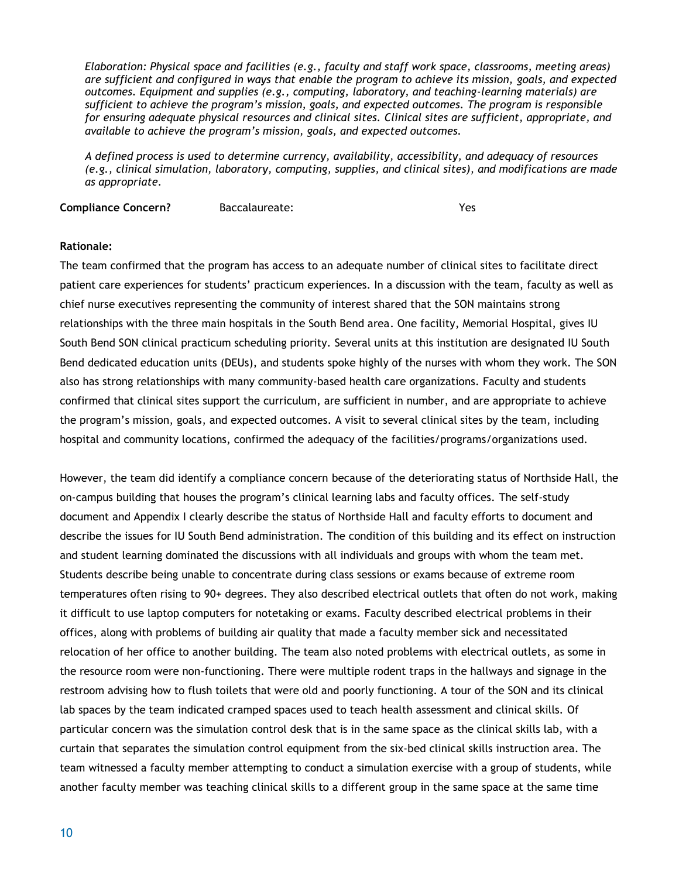*Elaboration: Physical space and facilities (e.g., faculty and staff work space, classrooms, meeting areas) are sufficient and configured in ways that enable the program to achieve its mission, goals, and expected outcomes. Equipment and supplies (e.g., computing, laboratory, and teaching-learning materials) are sufficient to achieve the program's mission, goals, and expected outcomes. The program is responsible for ensuring adequate physical resources and clinical sites. Clinical sites are sufficient, appropriate, and available to achieve the program's mission, goals, and expected outcomes.*

*A defined process is used to determine currency, availability, accessibility, and adequacy of resources (e.g., clinical simulation, laboratory, computing, supplies, and clinical sites), and modifications are made as appropriate.*

**Compliance Concern?** Baccalaureate: Yes

**Rationale:**

The team confirmed that the program has access to an adequate number of clinical sites to facilitate direct patient care experiences for students' practicum experiences. In a discussion with the team, faculty as well as chief nurse executives representing the community of interest shared that the SON maintains strong relationships with the three main hospitals in the South Bend area. One facility, Memorial Hospital, gives IU South Bend SON clinical practicum scheduling priority. Several units at this institution are designated IU South Bend dedicated education units (DEUs), and students spoke highly of the nurses with whom they work. The SON also has strong relationships with many community-based health care organizations. Faculty and students confirmed that clinical sites support the curriculum, are sufficient in number, and are appropriate to achieve the program's mission, goals, and expected outcomes. A visit to several clinical sites by the team, including hospital and community locations, confirmed the adequacy of the facilities/programs/organizations used.

However, the team did identify a compliance concern because of the deteriorating status of Northside Hall, the on-campus building that houses the program's clinical learning labs and faculty offices. The self-study document and Appendix I clearly describe the status of Northside Hall and faculty efforts to document and describe the issues for IU South Bend administration. The condition of this building and its effect on instruction and student learning dominated the discussions with all individuals and groups with whom the team met. Students describe being unable to concentrate during class sessions or exams because of extreme room temperatures often rising to 90+ degrees. They also described electrical outlets that often do not work, making it difficult to use laptop computers for notetaking or exams. Faculty described electrical problems in their offices, along with problems of building air quality that made a faculty member sick and necessitated relocation of her office to another building. The team also noted problems with electrical outlets, as some in the resource room were non-functioning. There were multiple rodent traps in the hallways and signage in the restroom advising how to flush toilets that were old and poorly functioning. A tour of the SON and its clinical lab spaces by the team indicated cramped spaces used to teach health assessment and clinical skills. Of particular concern was the simulation control desk that is in the same space as the clinical skills lab, with a curtain that separates the simulation control equipment from the six-bed clinical skills instruction area. The team witnessed a faculty member attempting to conduct a simulation exercise with a group of students, while another faculty member was teaching clinical skills to a different group in the same space at the same time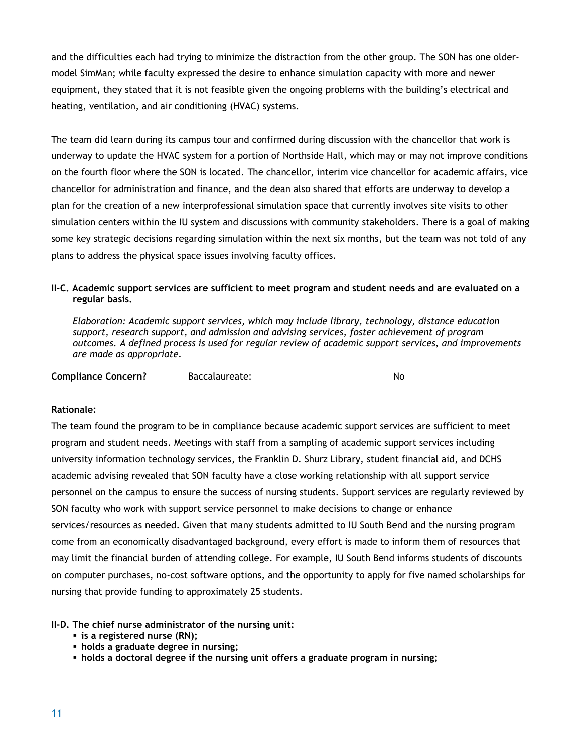and the difficulties each had trying to minimize the distraction from the other group. The SON has one older-model SimMan; while faculty expressed the desire to enhance simulation capacity with more and newer equipment, they stated that it is not feasible given the ongoing problems with the building's electrical and heating, ventilation, and air conditioning (HVAC) systems.

The team did learn during its campus tour and confirmed during discussion with the chancellor that work is underway to update the HVAC system for a portion of Northside Hall, which may or may not improve conditions on the fourth floor where the SON is located. The chancellor, interim vice chancellor for academic affairs, vice chancellor for administration and finance, and the dean also shared that efforts are underway to develop a plan for the creation of a new interprofessional simulation space that currently involves site visits to other simulation centers within the IU system and discussions with community stakeholders. There is a goal of making some key strategic decisions regarding simulation within the next six months, but the team was not told of any plans to address the physical space issues involving faculty offices.

**II-C. Academic support services are sufficient to meet program and student needs and are evaluated on a regular basis.**

*Elaboration: Academic support services, which may include library, technology, distance education support, research support, and admission and advising services, foster achievement of program outcomes. A defined process is used for regular review of academic support services, and improvements are made as appropriate.*

**Compliance Concern?** Baccalaureate: No

**Rationale:**

The team found the program to be in compliance because academic support services are sufficient to meet program and student needs. Meetings with staff from a sampling of academic support services including university information technology services, the Franklin D. Shurz Library, student financial aid, and DCHS academic advising revealed that SON faculty have a close working relationship with all support service personnel on the campus to ensure the success of nursing students. Support services are regularly reviewed by SON faculty who work with support service personnel to make decisions to change or enhance services/resources as needed. Given that many students admitted to IU South Bend and the nursing program come from an economically disadvantaged background, every effort is made to inform them of resources that may limit the financial burden of attending college. For example, IU South Bend informs students of discounts on computer purchases, no-cost software options, and the opportunity to apply for five named scholarships for nursing that provide funding to approximately 25 students.

**II-D. The chief nurse administrator of the nursing unit:**

- **is a registered nurse (RN);**
- **holds a graduate degree in nursing;**
- **holds a doctoral degree if the nursing unit offers a graduate program in nursing;**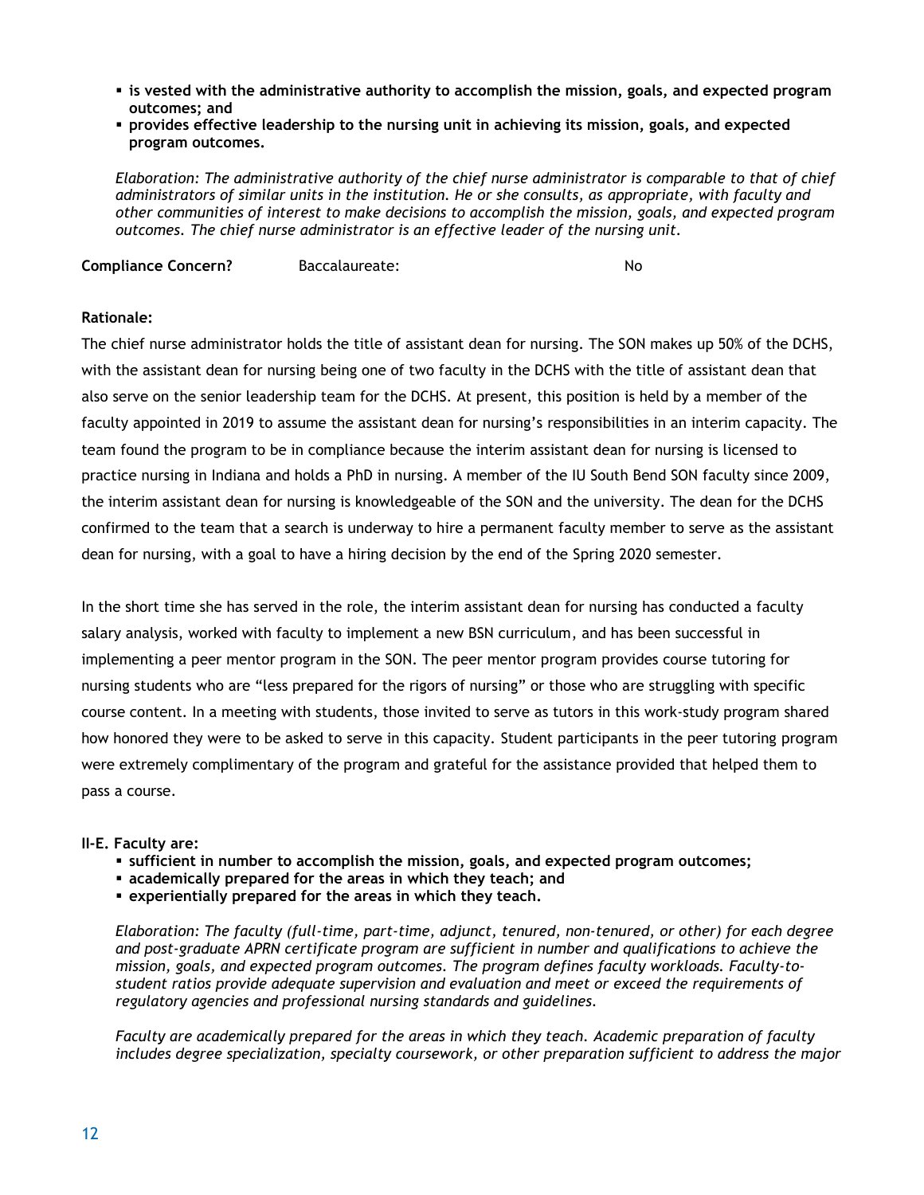- **is vested with the administrative authority to accomplish the mission, goals, and expected program outcomes; and**
- **provides effective leadership to the nursing unit in achieving its mission, goals, and expected program outcomes.**

*Elaboration: The administrative authority of the chief nurse administrator is comparable to that of chief administrators of similar units in the institution. He or she consults, as appropriate, with faculty and other communities of interest to make decisions to accomplish the mission, goals, and expected program outcomes. The chief nurse administrator is an effective leader of the nursing unit.*

**Compliance Concern?** Baccalaureate: No

**Rationale:**

The chief nurse administrator holds the title of assistant dean for nursing. The SON makes up 50% of the DCHS, with the assistant dean for nursing being one of two faculty in the DCHS with the title of assistant dean that also serve on the senior leadership team for the DCHS. At present, this position is held by a member of the faculty appointed in 2019 to assume the assistant dean for nursing's responsibilities in an interim capacity. The team found the program to be in compliance because the interim assistant dean for nursing is licensed to practice nursing in Indiana and holds a PhD in nursing. A member of the IU South Bend SON faculty since 2009, the interim assistant dean for nursing is knowledgeable of the SON and the university. The dean for the DCHS confirmed to the team that a search is underway to hire a permanent faculty member to serve as the assistant dean for nursing, with a goal to have a hiring decision by the end of the Spring 2020 semester.

In the short time she has served in the role, the interim assistant dean for nursing has conducted a faculty salary analysis, worked with faculty to implement a new BSN curriculum, and has been successful in implementing a peer mentor program in the SON. The peer mentor program provides course tutoring for nursing students who are "less prepared for the rigors of nursing" or those who are struggling with specific course content. In a meeting with students, those invited to serve as tutors in this work-study program shared how honored they were to be asked to serve in this capacity. Student participants in the peer tutoring program were extremely complimentary of the program and grateful for the assistance provided that helped them to pass a course.

**II-E. Faculty are:**

- **sufficient in number to accomplish the mission, goals, and expected program outcomes;**
- **academically prepared for the areas in which they teach; and**
- **experientially prepared for the areas in which they teach.**

*Elaboration: The faculty (full-time, part-time, adjunct, tenured, non-tenured, or other) for each degree and post-graduate APRN certificate program are sufficient in number and qualifications to achieve the mission, goals, and expected program outcomes. The program defines faculty workloads. Faculty-to-student ratios provide adequate supervision and evaluation and meet or exceed the requirements of regulatory agencies and professional nursing standards and guidelines.*

*Faculty are academically prepared for the areas in which they teach. Academic preparation of faculty includes degree specialization, specialty coursework, or other preparation sufficient to address the major*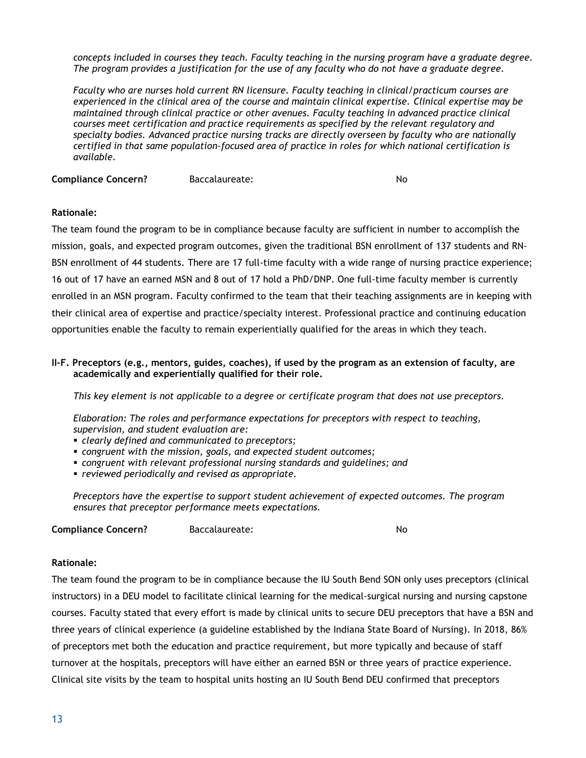*concepts included in courses they teach. Faculty teaching in the nursing program have a graduate degree. The program provides a justification for the use of any faculty who do not have a graduate degree.*

*Faculty who are nurses hold current RN licensure. Faculty teaching in clinical/practicum courses are experienced in the clinical area of the course and maintain clinical expertise. Clinical expertise may be maintained through clinical practice or other avenues. Faculty teaching in advanced practice clinical courses meet certification and practice requirements as specified by the relevant regulatory and specialty bodies. Advanced practice nursing tracks are directly overseen by faculty who are nationally certified in that same population-focused area of practice in roles for which national certification is available.*

**Compliance Concern?** Baccalaureate: No

**Rationale:**

The team found the program to be in compliance because faculty are sufficient in number to accomplish the mission, goals, and expected program outcomes, given the traditional BSN enrollment of 137 students and RN-BSN enrollment of 44 students. There are 17 full-time faculty with a wide range of nursing practice experience; 16 out of 17 have an earned MSN and 8 out of 17 hold a PhD/DNP. One full-time faculty member is currently enrolled in an MSN program. Faculty confirmed to the team that their teaching assignments are in keeping with their clinical area of expertise and practice/specialty interest. Professional practice and continuing education opportunities enable the faculty to remain experientially qualified for the areas in which they teach.

**II-F. Preceptors (e.g., mentors, guides, coaches), if used by the program as an extension of faculty, are academically and experientially qualified for their role.**

*This key element is not applicable to a degree or certificate program that does not use preceptors.*

*Elaboration: The roles and performance expectations for preceptors with respect to teaching, supervision, and student evaluation are:*

- *clearly defined and communicated to preceptors;*
- *congruent with the mission, goals, and expected student outcomes;*
- *congruent with relevant professional nursing standards and guidelines; and*
- *reviewed periodically and revised as appropriate.*

*Preceptors have the expertise to support student achievement of expected outcomes. The program ensures that preceptor performance meets expectations.*

**Compliance Concern?** Baccalaureate: No

**Rationale:**

The team found the program to be in compliance because the IU South Bend SON only uses preceptors (clinical instructors) in a DEU model to facilitate clinical learning for the medical-surgical nursing and nursing capstone courses. Faculty stated that every effort is made by clinical units to secure DEU preceptors that have a BSN and three years of clinical experience (a guideline established by the Indiana State Board of Nursing). In 2018, 86% of preceptors met both the education and practice requirement, but more typically and because of staff turnover at the hospitals, preceptors will have either an earned BSN or three years of practice experience. Clinical site visits by the team to hospital units hosting an IU South Bend DEU confirmed that preceptors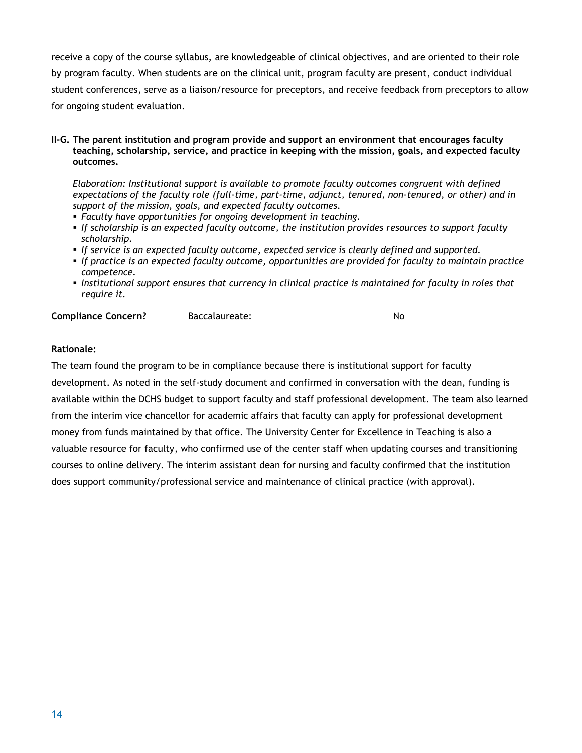receive a copy of the course syllabus, are knowledgeable of clinical objectives, and are oriented to their role by program faculty. When students are on the clinical unit, program faculty are present, conduct individual student conferences, serve as a liaison/resource for preceptors, and receive feedback from preceptors to allow for ongoing student evaluation.

**II-G. The parent institution and program provide and support an environment that encourages faculty teaching, scholarship, service, and practice in keeping with the mission, goals, and expected faculty outcomes.**

*Elaboration: Institutional support is available to promote faculty outcomes congruent with defined expectations of the faculty role (full-time, part-time, adjunct, tenured, non-tenured, or other) and in support of the mission, goals, and expected faculty outcomes.*

- *Faculty have opportunities for ongoing development in teaching.*
- *If scholarship is an expected faculty outcome, the institution provides resources to support faculty scholarship.*
- *If service is an expected faculty outcome, expected service is clearly defined and supported.*
- *If practice is an expected faculty outcome, opportunities are provided for faculty to maintain practice competence.*
- *Institutional support ensures that currency in clinical practice is maintained for faculty in roles that require it.*

**Compliance Concern?** Baccalaureate: No

**Rationale:**

The team found the program to be in compliance because there is institutional support for faculty development. As noted in the self-study document and confirmed in conversation with the dean, funding is available within the DCHS budget to support faculty and staff professional development. The team also learned from the interim vice chancellor for academic affairs that faculty can apply for professional development money from funds maintained by that office. The University Center for Excellence in Teaching is also a valuable resource for faculty, who confirmed use of the center staff when updating courses and transitioning courses to online delivery. The interim assistant dean for nursing and faculty confirmed that the institution does support community/professional service and maintenance of clinical practice (with approval).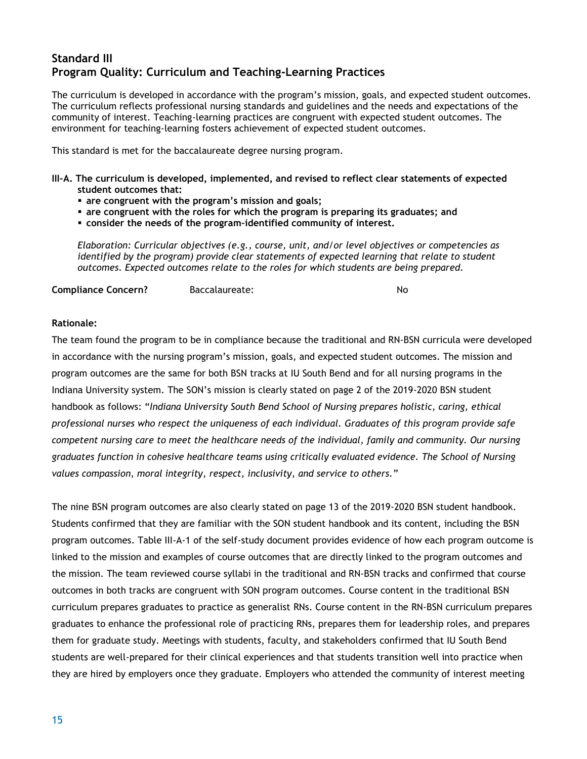## Standard III
## Program Quality: Curriculum and Teaching-Learning Practices

The curriculum is developed in accordance with the program's mission, goals, and expected student outcomes. The curriculum reflects professional nursing standards and guidelines and the needs and expectations of the community of interest. Teaching-learning practices are congruent with expected student outcomes. The environment for teaching-learning fosters achievement of expected student outcomes.

This standard is met for the baccalaureate degree nursing program.

**III-A. The curriculum is developed, implemented, and revised to reflect clear statements of expected student outcomes that:**

- **are congruent with the program's mission and goals;**
- **are congruent with the roles for which the program is preparing its graduates; and**
- **consider the needs of the program-identified community of interest.**

*Elaboration: Curricular objectives (e.g., course, unit, and/or level objectives or competencies as identified by the program) provide clear statements of expected learning that relate to student outcomes. Expected outcomes relate to the roles for which students are being prepared.*

**Compliance Concern?** Baccalaureate: No

**Rationale:**

The team found the program to be in compliance because the traditional and RN-BSN curricula were developed in accordance with the nursing program's mission, goals, and expected student outcomes. The mission and program outcomes are the same for both BSN tracks at IU South Bend and for all nursing programs in the Indiana University system. The SON's mission is clearly stated on page 2 of the 2019-2020 BSN student handbook as follows: "*Indiana University South Bend School of Nursing prepares holistic, caring, ethical professional nurses who respect the uniqueness of each individual. Graduates of this program provide safe competent nursing care to meet the healthcare needs of the individual, family and community. Our nursing graduates function in cohesive healthcare teams using critically evaluated evidence. The School of Nursing values compassion, moral integrity, respect, inclusivity, and service to others.*"

The nine BSN program outcomes are also clearly stated on page 13 of the 2019-2020 BSN student handbook. Students confirmed that they are familiar with the SON student handbook and its content, including the BSN program outcomes. Table III-A-1 of the self-study document provides evidence of how each program outcome is linked to the mission and examples of course outcomes that are directly linked to the program outcomes and the mission. The team reviewed course syllabi in the traditional and RN-BSN tracks and confirmed that course outcomes in both tracks are congruent with SON program outcomes. Course content in the traditional BSN curriculum prepares graduates to practice as generalist RNs. Course content in the RN-BSN curriculum prepares graduates to enhance the professional role of practicing RNs, prepares them for leadership roles, and prepares them for graduate study. Meetings with students, faculty, and stakeholders confirmed that IU South Bend students are well-prepared for their clinical experiences and that students transition well into practice when they are hired by employers once they graduate. Employers who attended the community of interest meeting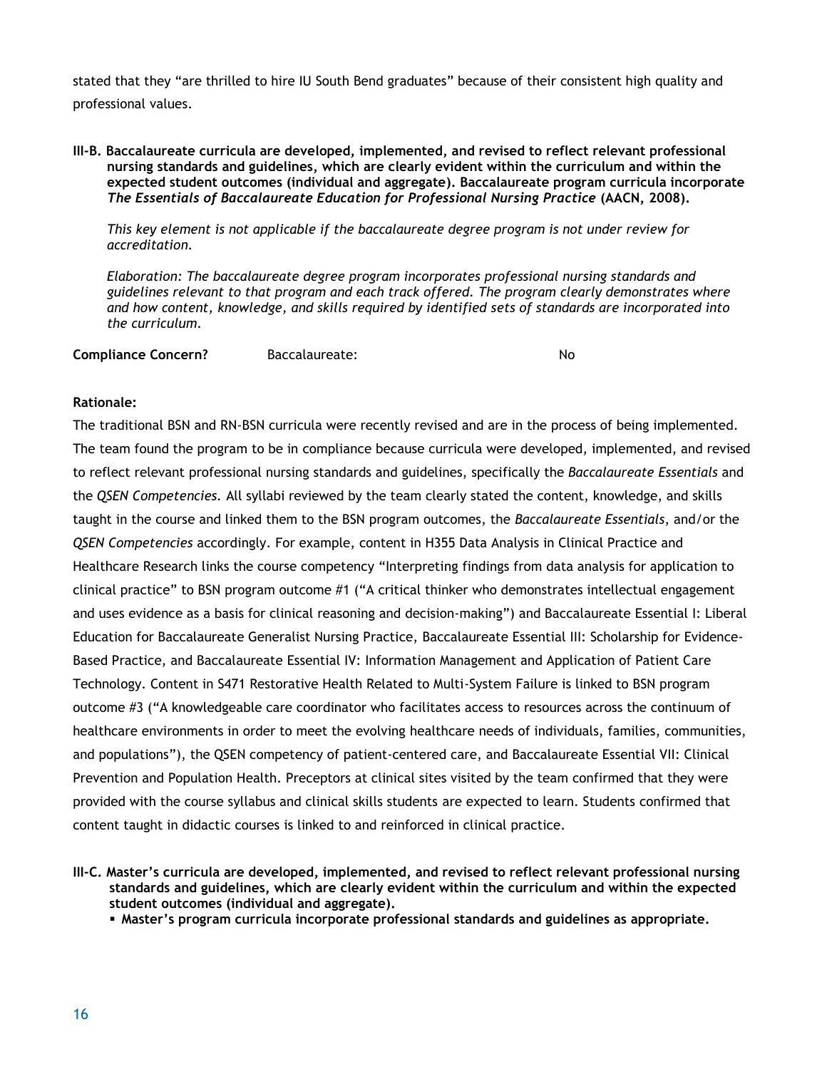stated that they "are thrilled to hire IU South Bend graduates" because of their consistent high quality and professional values.

**III-B. Baccalaureate curricula are developed, implemented, and revised to reflect relevant professional nursing standards and guidelines, which are clearly evident within the curriculum and within the expected student outcomes (individual and aggregate). Baccalaureate program curricula incorporate *The Essentials of Baccalaureate Education for Professional Nursing Practice* (AACN, 2008).**

*This key element is not applicable if the baccalaureate degree program is not under review for accreditation.*

*Elaboration: The baccalaureate degree program incorporates professional nursing standards and guidelines relevant to that program and each track offered. The program clearly demonstrates where and how content, knowledge, and skills required by identified sets of standards are incorporated into the curriculum.*

**Compliance Concern?** Baccalaureate: No

**Rationale:**

The traditional BSN and RN-BSN curricula were recently revised and are in the process of being implemented. The team found the program to be in compliance because curricula were developed, implemented, and revised to reflect relevant professional nursing standards and guidelines, specifically the *Baccalaureate Essentials* and the *QSEN Competencies*. All syllabi reviewed by the team clearly stated the content, knowledge, and skills taught in the course and linked them to the BSN program outcomes, the *Baccalaureate Essentials*, and/or the *QSEN Competencies* accordingly. For example, content in H355 Data Analysis in Clinical Practice and Healthcare Research links the course competency "Interpreting findings from data analysis for application to clinical practice" to BSN program outcome #1 ("A critical thinker who demonstrates intellectual engagement and uses evidence as a basis for clinical reasoning and decision-making") and Baccalaureate Essential I: Liberal Education for Baccalaureate Generalist Nursing Practice, Baccalaureate Essential III: Scholarship for Evidence-Based Practice, and Baccalaureate Essential IV: Information Management and Application of Patient Care Technology. Content in S471 Restorative Health Related to Multi-System Failure is linked to BSN program outcome #3 ("A knowledgeable care coordinator who facilitates access to resources across the continuum of healthcare environments in order to meet the evolving healthcare needs of individuals, families, communities, and populations"), the QSEN competency of patient-centered care, and Baccalaureate Essential VII: Clinical Prevention and Population Health. Preceptors at clinical sites visited by the team confirmed that they were provided with the course syllabus and clinical skills students are expected to learn. Students confirmed that content taught in didactic courses is linked to and reinforced in clinical practice.

**III-C. Master's curricula are developed, implemented, and revised to reflect relevant professional nursing standards and guidelines, which are clearly evident within the curriculum and within the expected student outcomes (individual and aggregate).**

- **Master's program curricula incorporate professional standards and guidelines as appropriate.**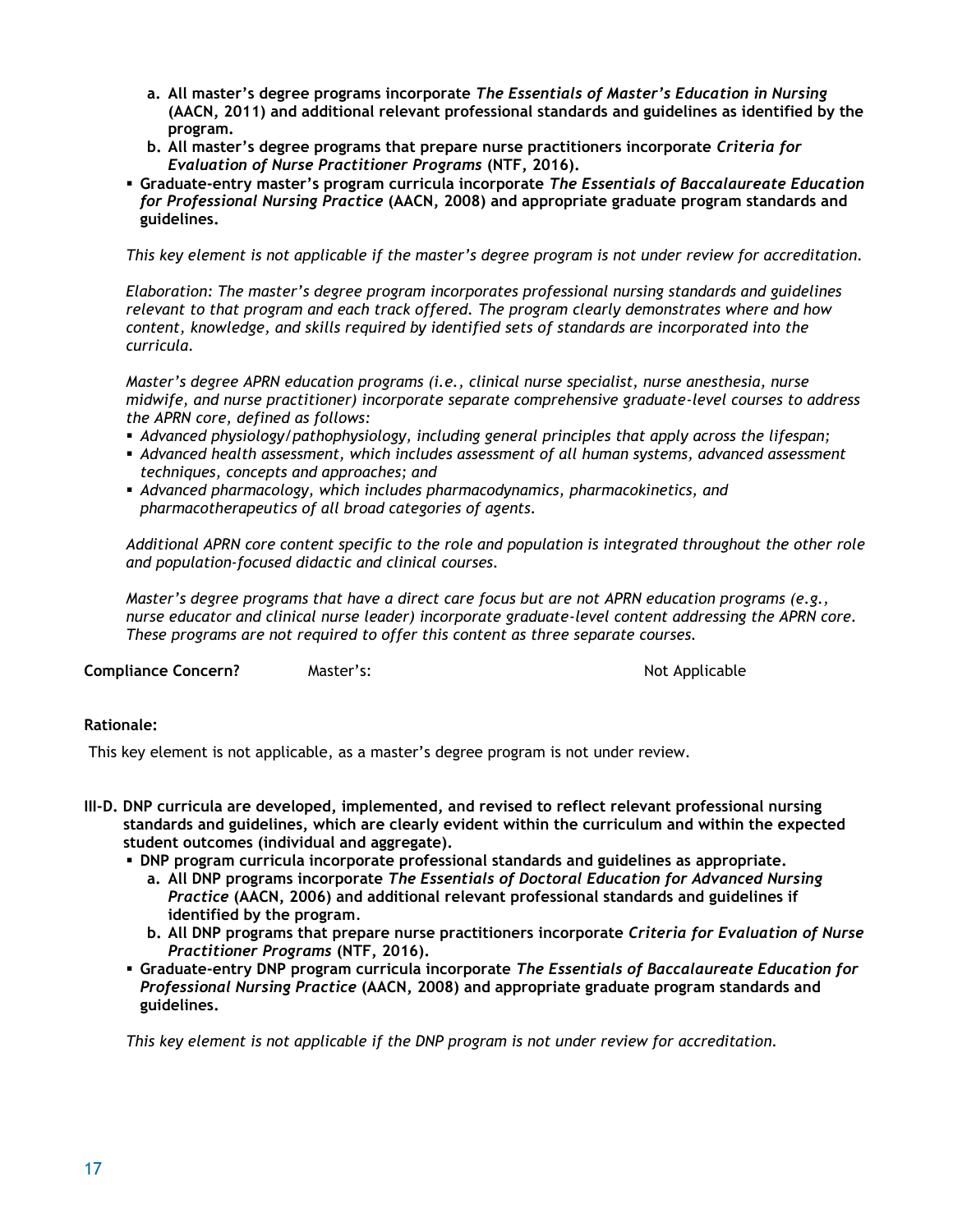a. **All master's degree programs incorporate *The Essentials of Master's Education in Nursing* (AACN, 2011) and additional relevant professional standards and guidelines as identified by the program.**
b. **All master's degree programs that prepare nurse practitioners incorporate *Criteria for Evaluation of Nurse Practitioner Programs* (NTF, 2016).**

- **Graduate-entry master's program curricula incorporate *The Essentials of Baccalaureate Education for Professional Nursing Practice* (AACN, 2008) and appropriate graduate program standards and guidelines.**

*This key element is not applicable if the master's degree program is not under review for accreditation.*

*Elaboration: The master's degree program incorporates professional nursing standards and guidelines relevant to that program and each track offered. The program clearly demonstrates where and how content, knowledge, and skills required by identified sets of standards are incorporated into the curricula.*

*Master's degree APRN education programs (i.e., clinical nurse specialist, nurse anesthesia, nurse midwife, and nurse practitioner) incorporate separate comprehensive graduate-level courses to address the APRN core, defined as follows:*

- *Advanced physiology/pathophysiology, including general principles that apply across the lifespan;*
- *Advanced health assessment, which includes assessment of all human systems, advanced assessment techniques, concepts and approaches; and*
- *Advanced pharmacology, which includes pharmacodynamics, pharmacokinetics, and pharmacotherapeutics of all broad categories of agents.*

*Additional APRN core content specific to the role and population is integrated throughout the other role and population-focused didactic and clinical courses.*

*Master's degree programs that have a direct care focus but are not APRN education programs (e.g., nurse educator and clinical nurse leader) incorporate graduate-level content addressing the APRN core. These programs are not required to offer this content as three separate courses.*

**Compliance Concern?** Master's: Not Applicable

**Rationale:**

This key element is not applicable, as a master's degree program is not under review.

**III-D. DNP curricula are developed, implemented, and revised to reflect relevant professional nursing standards and guidelines, which are clearly evident within the curriculum and within the expected student outcomes (individual and aggregate).**

- **DNP program curricula incorporate professional standards and guidelines as appropriate.**
  a. **All DNP programs incorporate *The Essentials of Doctoral Education for Advanced Nursing Practice* (AACN, 2006) and additional relevant professional standards and guidelines if identified by the program.**
  b. **All DNP programs that prepare nurse practitioners incorporate *Criteria for Evaluation of Nurse Practitioner Programs* (NTF, 2016).**
- **Graduate-entry DNP program curricula incorporate *The Essentials of Baccalaureate Education for Professional Nursing Practice* (AACN, 2008) and appropriate graduate program standards and guidelines.**

*This key element is not applicable if the DNP program is not under review for accreditation.*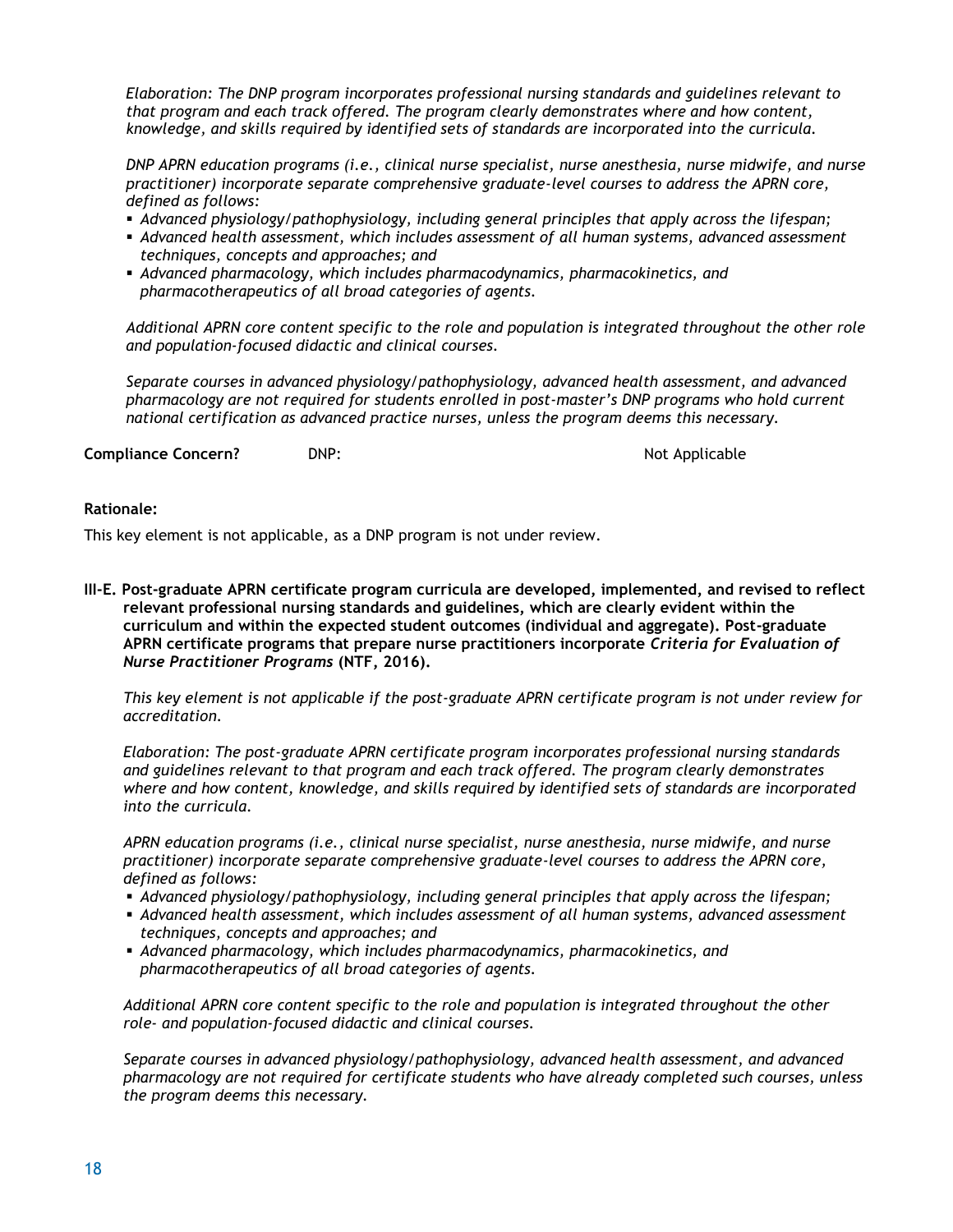*Elaboration: The DNP program incorporates professional nursing standards and guidelines relevant to that program and each track offered. The program clearly demonstrates where and how content, knowledge, and skills required by identified sets of standards are incorporated into the curricula.*

*DNP APRN education programs (i.e., clinical nurse specialist, nurse anesthesia, nurse midwife, and nurse practitioner) incorporate separate comprehensive graduate-level courses to address the APRN core, defined as follows:*

- *Advanced physiology/pathophysiology, including general principles that apply across the lifespan;*
- *Advanced health assessment, which includes assessment of all human systems, advanced assessment techniques, concepts and approaches; and*
- *Advanced pharmacology, which includes pharmacodynamics, pharmacokinetics, and pharmacotherapeutics of all broad categories of agents.*

*Additional APRN core content specific to the role and population is integrated throughout the other role and population-focused didactic and clinical courses.*

*Separate courses in advanced physiology/pathophysiology, advanced health assessment, and advanced pharmacology are not required for students enrolled in post-master's DNP programs who hold current national certification as advanced practice nurses, unless the program deems this necessary.*

**Compliance Concern?** DNP: Not Applicable

**Rationale:**

This key element is not applicable, as a DNP program is not under review.

**III-E. Post-graduate APRN certificate program curricula are developed, implemented, and revised to reflect relevant professional nursing standards and guidelines, which are clearly evident within the curriculum and within the expected student outcomes (individual and aggregate). Post-graduate APRN certificate programs that prepare nurse practitioners incorporate *Criteria for Evaluation of Nurse Practitioner Programs* (NTF, 2016).**

*This key element is not applicable if the post-graduate APRN certificate program is not under review for accreditation.*

*Elaboration: The post-graduate APRN certificate program incorporates professional nursing standards and guidelines relevant to that program and each track offered. The program clearly demonstrates where and how content, knowledge, and skills required by identified sets of standards are incorporated into the curricula.*

*APRN education programs (i.e., clinical nurse specialist, nurse anesthesia, nurse midwife, and nurse practitioner) incorporate separate comprehensive graduate-level courses to address the APRN core, defined as follows:*

- *Advanced physiology/pathophysiology, including general principles that apply across the lifespan;*
- *Advanced health assessment, which includes assessment of all human systems, advanced assessment techniques, concepts and approaches; and*
- *Advanced pharmacology, which includes pharmacodynamics, pharmacokinetics, and pharmacotherapeutics of all broad categories of agents.*

*Additional APRN core content specific to the role and population is integrated throughout the other role- and population-focused didactic and clinical courses.*

*Separate courses in advanced physiology/pathophysiology, advanced health assessment, and advanced pharmacology are not required for certificate students who have already completed such courses, unless the program deems this necessary.*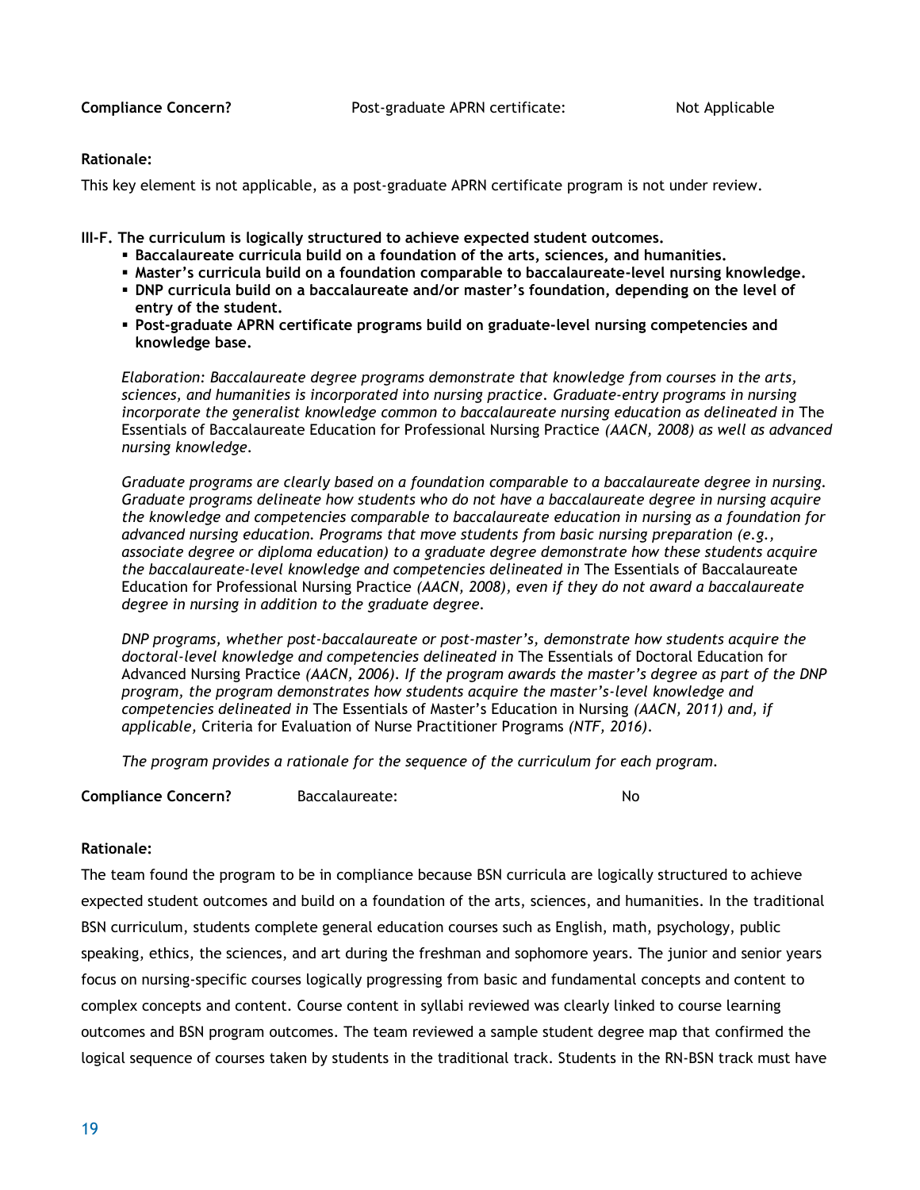**Compliance Concern?** Post-graduate APRN certificate: Not Applicable

**Rationale:**

This key element is not applicable, as a post-graduate APRN certificate program is not under review.

**III-F. The curriculum is logically structured to achieve expected student outcomes.**

- **Baccalaureate curricula build on a foundation of the arts, sciences, and humanities.**
- **Master's curricula build on a foundation comparable to baccalaureate-level nursing knowledge.**
- **DNP curricula build on a baccalaureate and/or master's foundation, depending on the level of entry of the student.**
- **Post-graduate APRN certificate programs build on graduate-level nursing competencies and knowledge base.**

*Elaboration: Baccalaureate degree programs demonstrate that knowledge from courses in the arts, sciences, and humanities is incorporated into nursing practice. Graduate-entry programs in nursing incorporate the generalist knowledge common to baccalaureate nursing education as delineated in* The Essentials of Baccalaureate Education for Professional Nursing Practice *(AACN, 2008) as well as advanced nursing knowledge.*

*Graduate programs are clearly based on a foundation comparable to a baccalaureate degree in nursing. Graduate programs delineate how students who do not have a baccalaureate degree in nursing acquire the knowledge and competencies comparable to baccalaureate education in nursing as a foundation for advanced nursing education. Programs that move students from basic nursing preparation (e.g., associate degree or diploma education) to a graduate degree demonstrate how these students acquire the baccalaureate-level knowledge and competencies delineated in* The Essentials of Baccalaureate Education for Professional Nursing Practice *(AACN, 2008), even if they do not award a baccalaureate degree in nursing in addition to the graduate degree.*

*DNP programs, whether post-baccalaureate or post-master's, demonstrate how students acquire the doctoral-level knowledge and competencies delineated in* The Essentials of Doctoral Education for Advanced Nursing Practice *(AACN, 2006). If the program awards the master's degree as part of the DNP program, the program demonstrates how students acquire the master's-level knowledge and competencies delineated in* The Essentials of Master's Education in Nursing *(AACN, 2011) and, if applicable,* Criteria for Evaluation of Nurse Practitioner Programs *(NTF, 2016).*

*The program provides a rationale for the sequence of the curriculum for each program.*

**Compliance Concern?** Baccalaureate: No

**Rationale:**

The team found the program to be in compliance because BSN curricula are logically structured to achieve expected student outcomes and build on a foundation of the arts, sciences, and humanities. In the traditional BSN curriculum, students complete general education courses such as English, math, psychology, public speaking, ethics, the sciences, and art during the freshman and sophomore years. The junior and senior years focus on nursing-specific courses logically progressing from basic and fundamental concepts and content to complex concepts and content. Course content in syllabi reviewed was clearly linked to course learning outcomes and BSN program outcomes. The team reviewed a sample student degree map that confirmed the logical sequence of courses taken by students in the traditional track. Students in the RN-BSN track must have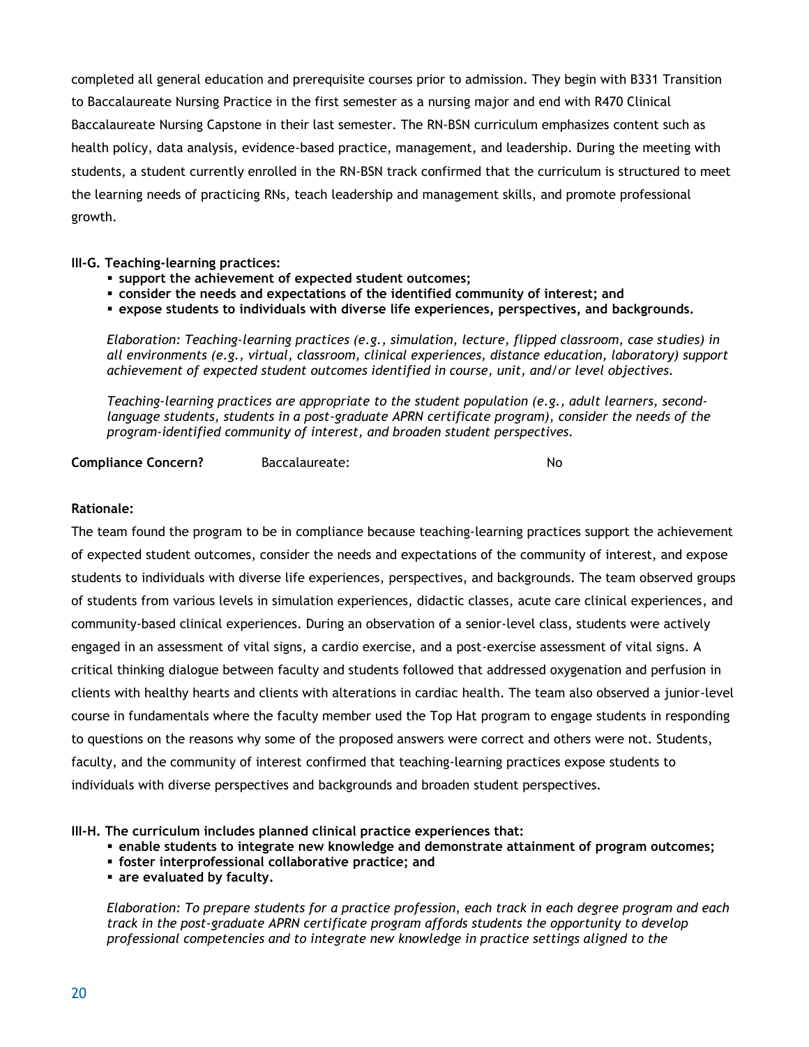completed all general education and prerequisite courses prior to admission. They begin with B331 Transition to Baccalaureate Nursing Practice in the first semester as a nursing major and end with R470 Clinical Baccalaureate Nursing Capstone in their last semester. The RN-BSN curriculum emphasizes content such as health policy, data analysis, evidence-based practice, management, and leadership. During the meeting with students, a student currently enrolled in the RN-BSN track confirmed that the curriculum is structured to meet the learning needs of practicing RNs, teach leadership and management skills, and promote professional growth.

**III-G. Teaching-learning practices:**

- **support the achievement of expected student outcomes;**
- **consider the needs and expectations of the identified community of interest; and**
- **expose students to individuals with diverse life experiences, perspectives, and backgrounds.**

*Elaboration: Teaching-learning practices (e.g., simulation, lecture, flipped classroom, case studies) in all environments (e.g., virtual, classroom, clinical experiences, distance education, laboratory) support achievement of expected student outcomes identified in course, unit, and/or level objectives.*

*Teaching-learning practices are appropriate to the student population (e.g., adult learners, second-language students, students in a post-graduate APRN certificate program), consider the needs of the program-identified community of interest, and broaden student perspectives.*

**Compliance Concern?** Baccalaureate: No

**Rationale:**

The team found the program to be in compliance because teaching-learning practices support the achievement of expected student outcomes, consider the needs and expectations of the community of interest, and expose students to individuals with diverse life experiences, perspectives, and backgrounds. The team observed groups of students from various levels in simulation experiences, didactic classes, acute care clinical experiences, and community-based clinical experiences. During an observation of a senior-level class, students were actively engaged in an assessment of vital signs, a cardio exercise, and a post-exercise assessment of vital signs. A critical thinking dialogue between faculty and students followed that addressed oxygenation and perfusion in clients with healthy hearts and clients with alterations in cardiac health. The team also observed a junior-level course in fundamentals where the faculty member used the Top Hat program to engage students in responding to questions on the reasons why some of the proposed answers were correct and others were not. Students, faculty, and the community of interest confirmed that teaching-learning practices expose students to individuals with diverse perspectives and backgrounds and broaden student perspectives.

**III-H. The curriculum includes planned clinical practice experiences that:**

- **enable students to integrate new knowledge and demonstrate attainment of program outcomes;**
- **foster interprofessional collaborative practice; and**
- **are evaluated by faculty.**

*Elaboration: To prepare students for a practice profession, each track in each degree program and each track in the post-graduate APRN certificate program affords students the opportunity to develop professional competencies and to integrate new knowledge in practice settings aligned to the*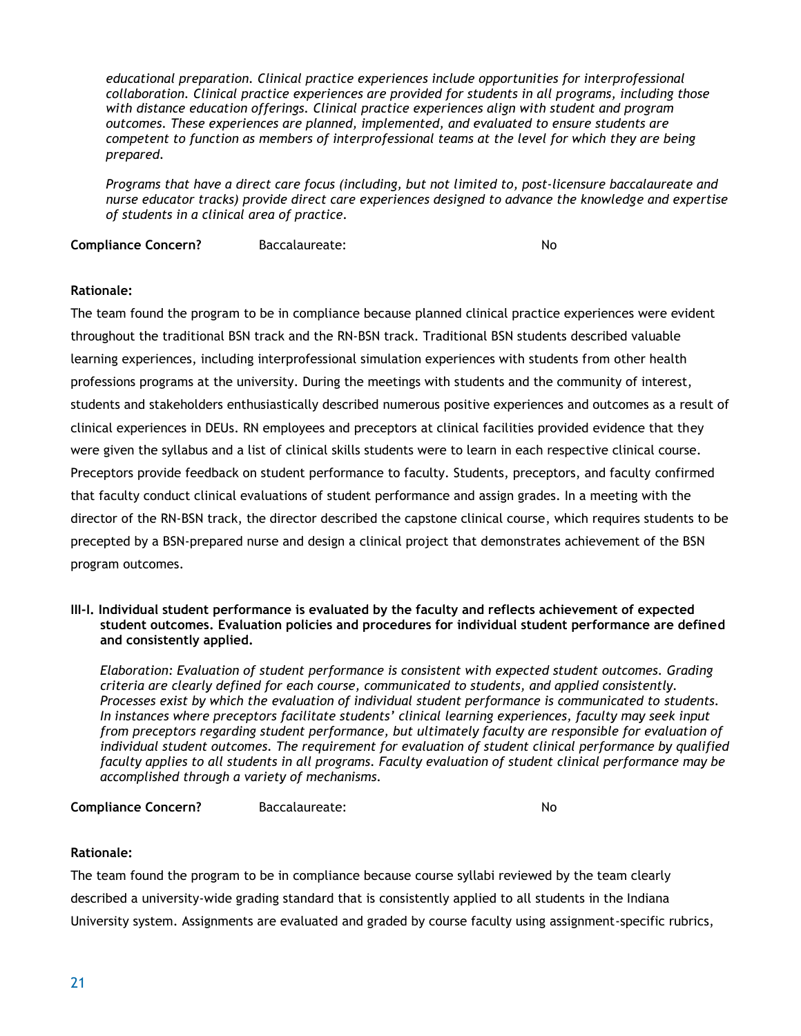*educational preparation. Clinical practice experiences include opportunities for interprofessional collaboration. Clinical practice experiences are provided for students in all programs, including those with distance education offerings. Clinical practice experiences align with student and program outcomes. These experiences are planned, implemented, and evaluated to ensure students are competent to function as members of interprofessional teams at the level for which they are being prepared.*

*Programs that have a direct care focus (including, but not limited to, post-licensure baccalaureate and nurse educator tracks) provide direct care experiences designed to advance the knowledge and expertise of students in a clinical area of practice.*

**Compliance Concern?** Baccalaureate: No

**Rationale:**

The team found the program to be in compliance because planned clinical practice experiences were evident throughout the traditional BSN track and the RN-BSN track. Traditional BSN students described valuable learning experiences, including interprofessional simulation experiences with students from other health professions programs at the university. During the meetings with students and the community of interest, students and stakeholders enthusiastically described numerous positive experiences and outcomes as a result of clinical experiences in DEUs. RN employees and preceptors at clinical facilities provided evidence that they were given the syllabus and a list of clinical skills students were to learn in each respective clinical course. Preceptors provide feedback on student performance to faculty. Students, preceptors, and faculty confirmed that faculty conduct clinical evaluations of student performance and assign grades. In a meeting with the director of the RN-BSN track, the director described the capstone clinical course, which requires students to be precepted by a BSN-prepared nurse and design a clinical project that demonstrates achievement of the BSN program outcomes.

**III-I. Individual student performance is evaluated by the faculty and reflects achievement of expected student outcomes. Evaluation policies and procedures for individual student performance are defined and consistently applied.**

*Elaboration: Evaluation of student performance is consistent with expected student outcomes. Grading criteria are clearly defined for each course, communicated to students, and applied consistently. Processes exist by which the evaluation of individual student performance is communicated to students. In instances where preceptors facilitate students' clinical learning experiences, faculty may seek input from preceptors regarding student performance, but ultimately faculty are responsible for evaluation of individual student outcomes. The requirement for evaluation of student clinical performance by qualified faculty applies to all students in all programs. Faculty evaluation of student clinical performance may be accomplished through a variety of mechanisms.*

**Compliance Concern?** Baccalaureate: No

**Rationale:**

The team found the program to be in compliance because course syllabi reviewed by the team clearly described a university-wide grading standard that is consistently applied to all students in the Indiana University system. Assignments are evaluated and graded by course faculty using assignment-specific rubrics,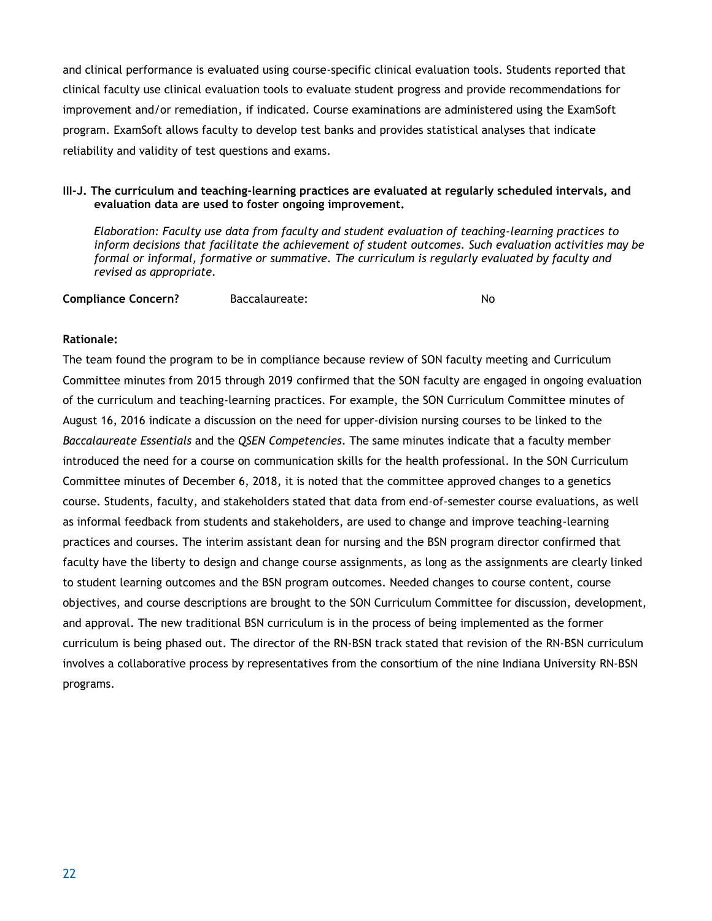and clinical performance is evaluated using course-specific clinical evaluation tools. Students reported that clinical faculty use clinical evaluation tools to evaluate student progress and provide recommendations for improvement and/or remediation, if indicated. Course examinations are administered using the ExamSoft program. ExamSoft allows faculty to develop test banks and provides statistical analyses that indicate reliability and validity of test questions and exams.

**III-J. The curriculum and teaching-learning practices are evaluated at regularly scheduled intervals, and evaluation data are used to foster ongoing improvement.**

*Elaboration: Faculty use data from faculty and student evaluation of teaching-learning practices to inform decisions that facilitate the achievement of student outcomes. Such evaluation activities may be formal or informal, formative or summative. The curriculum is regularly evaluated by faculty and revised as appropriate.*

**Compliance Concern?** Baccalaureate: No

**Rationale:**

The team found the program to be in compliance because review of SON faculty meeting and Curriculum Committee minutes from 2015 through 2019 confirmed that the SON faculty are engaged in ongoing evaluation of the curriculum and teaching-learning practices. For example, the SON Curriculum Committee minutes of August 16, 2016 indicate a discussion on the need for upper-division nursing courses to be linked to the *Baccalaureate Essentials* and the *QSEN Competencies*. The same minutes indicate that a faculty member introduced the need for a course on communication skills for the health professional. In the SON Curriculum Committee minutes of December 6, 2018, it is noted that the committee approved changes to a genetics course. Students, faculty, and stakeholders stated that data from end-of-semester course evaluations, as well as informal feedback from students and stakeholders, are used to change and improve teaching-learning practices and courses. The interim assistant dean for nursing and the BSN program director confirmed that faculty have the liberty to design and change course assignments, as long as the assignments are clearly linked to student learning outcomes and the BSN program outcomes. Needed changes to course content, course objectives, and course descriptions are brought to the SON Curriculum Committee for discussion, development, and approval. The new traditional BSN curriculum is in the process of being implemented as the former curriculum is being phased out. The director of the RN-BSN track stated that revision of the RN-BSN curriculum involves a collaborative process by representatives from the consortium of the nine Indiana University RN-BSN programs.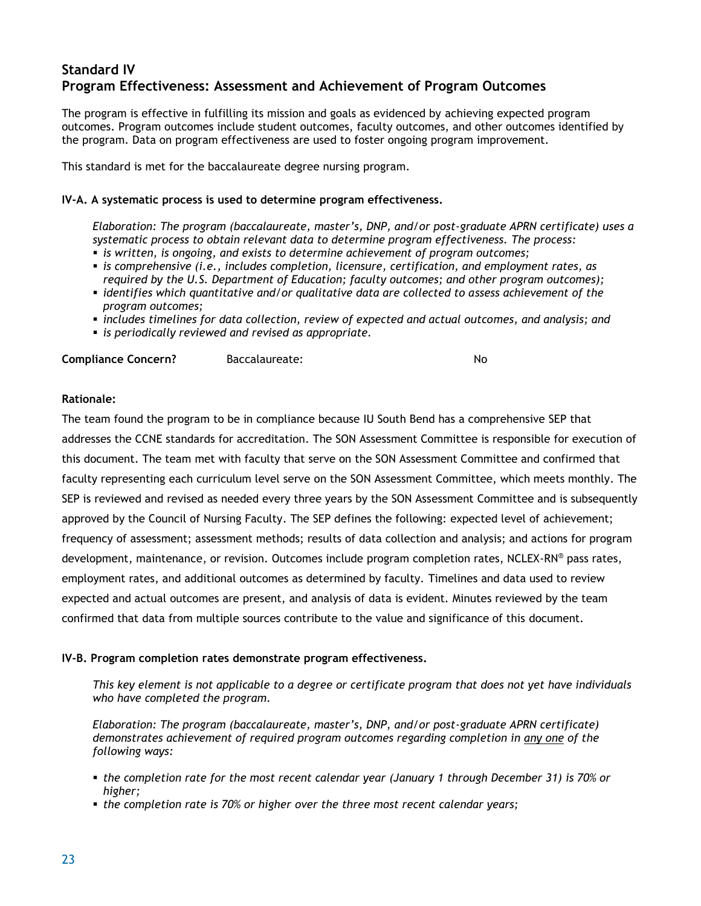## Standard IV
## Program Effectiveness: Assessment and Achievement of Program Outcomes

The program is effective in fulfilling its mission and goals as evidenced by achieving expected program outcomes. Program outcomes include student outcomes, faculty outcomes, and other outcomes identified by the program. Data on program effectiveness are used to foster ongoing program improvement.

This standard is met for the baccalaureate degree nursing program.

**IV-A. A systematic process is used to determine program effectiveness.**

*Elaboration: The program (baccalaureate, master's, DNP, and/or post-graduate APRN certificate) uses a systematic process to obtain relevant data to determine program effectiveness. The process:*

- *is written, is ongoing, and exists to determine achievement of program outcomes;*
- *is comprehensive (i.e., includes completion, licensure, certification, and employment rates, as required by the U.S. Department of Education; faculty outcomes; and other program outcomes);*
- *identifies which quantitative and/or qualitative data are collected to assess achievement of the program outcomes;*
- *includes timelines for data collection, review of expected and actual outcomes, and analysis; and*
- *is periodically reviewed and revised as appropriate.*

**Compliance Concern?** Baccalaureate: No

**Rationale:**

The team found the program to be in compliance because IU South Bend has a comprehensive SEP that addresses the CCNE standards for accreditation. The SON Assessment Committee is responsible for execution of this document. The team met with faculty that serve on the SON Assessment Committee and confirmed that faculty representing each curriculum level serve on the SON Assessment Committee, which meets monthly. The SEP is reviewed and revised as needed every three years by the SON Assessment Committee and is subsequently approved by the Council of Nursing Faculty. The SEP defines the following: expected level of achievement; frequency of assessment; assessment methods; results of data collection and analysis; and actions for program development, maintenance, or revision. Outcomes include program completion rates, NCLEX-RN® pass rates, employment rates, and additional outcomes as determined by faculty. Timelines and data used to review expected and actual outcomes are present, and analysis of data is evident. Minutes reviewed by the team confirmed that data from multiple sources contribute to the value and significance of this document.

**IV-B. Program completion rates demonstrate program effectiveness.**

*This key element is not applicable to a degree or certificate program that does not yet have individuals who have completed the program.*

*Elaboration: The program (baccalaureate, master's, DNP, and/or post-graduate APRN certificate) demonstrates achievement of required program outcomes regarding completion in any one of the following ways:*

- *the completion rate for the most recent calendar year (January 1 through December 31) is 70% or higher;*
- *the completion rate is 70% or higher over the three most recent calendar years;*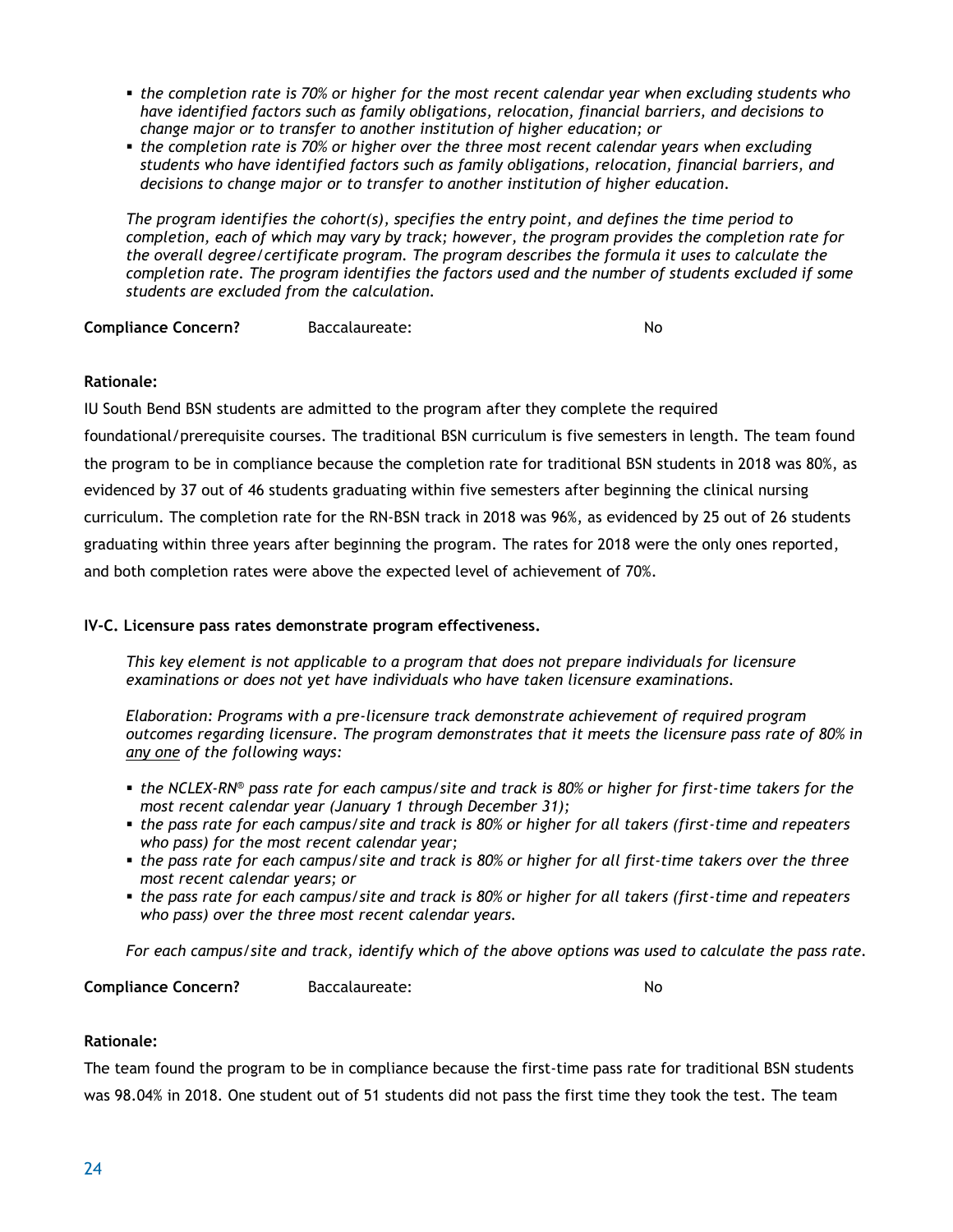- *the completion rate is 70% or higher for the most recent calendar year when excluding students who have identified factors such as family obligations, relocation, financial barriers, and decisions to change major or to transfer to another institution of higher education; or*
- *the completion rate is 70% or higher over the three most recent calendar years when excluding students who have identified factors such as family obligations, relocation, financial barriers, and decisions to change major or to transfer to another institution of higher education.*

*The program identifies the cohort(s), specifies the entry point, and defines the time period to completion, each of which may vary by track; however, the program provides the completion rate for the overall degree/certificate program. The program describes the formula it uses to calculate the completion rate. The program identifies the factors used and the number of students excluded if some students are excluded from the calculation.*

**Compliance Concern?** Baccalaureate: No

**Rationale:**

IU South Bend BSN students are admitted to the program after they complete the required foundational/prerequisite courses. The traditional BSN curriculum is five semesters in length. The team found the program to be in compliance because the completion rate for traditional BSN students in 2018 was 80%, as evidenced by 37 out of 46 students graduating within five semesters after beginning the clinical nursing curriculum. The completion rate for the RN-BSN track in 2018 was 96%, as evidenced by 25 out of 26 students graduating within three years after beginning the program. The rates for 2018 were the only ones reported, and both completion rates were above the expected level of achievement of 70%.

**IV-C. Licensure pass rates demonstrate program effectiveness.**

*This key element is not applicable to a program that does not prepare individuals for licensure examinations or does not yet have individuals who have taken licensure examinations.*

*Elaboration: Programs with a pre-licensure track demonstrate achievement of required program outcomes regarding licensure. The program demonstrates that it meets the licensure pass rate of 80% in <u>any one</u> of the following ways:*

- *the NCLEX-RN® pass rate for each campus/site and track is 80% or higher for first-time takers for the most recent calendar year (January 1 through December 31);*
- *the pass rate for each campus/site and track is 80% or higher for all takers (first-time and repeaters who pass) for the most recent calendar year;*
- *the pass rate for each campus/site and track is 80% or higher for all first-time takers over the three most recent calendar years; or*
- *the pass rate for each campus/site and track is 80% or higher for all takers (first-time and repeaters who pass) over the three most recent calendar years.*

*For each campus/site and track, identify which of the above options was used to calculate the pass rate.*

**Compliance Concern?** Baccalaureate: No

**Rationale:**

The team found the program to be in compliance because the first-time pass rate for traditional BSN students was 98.04% in 2018. One student out of 51 students did not pass the first time they took the test. The team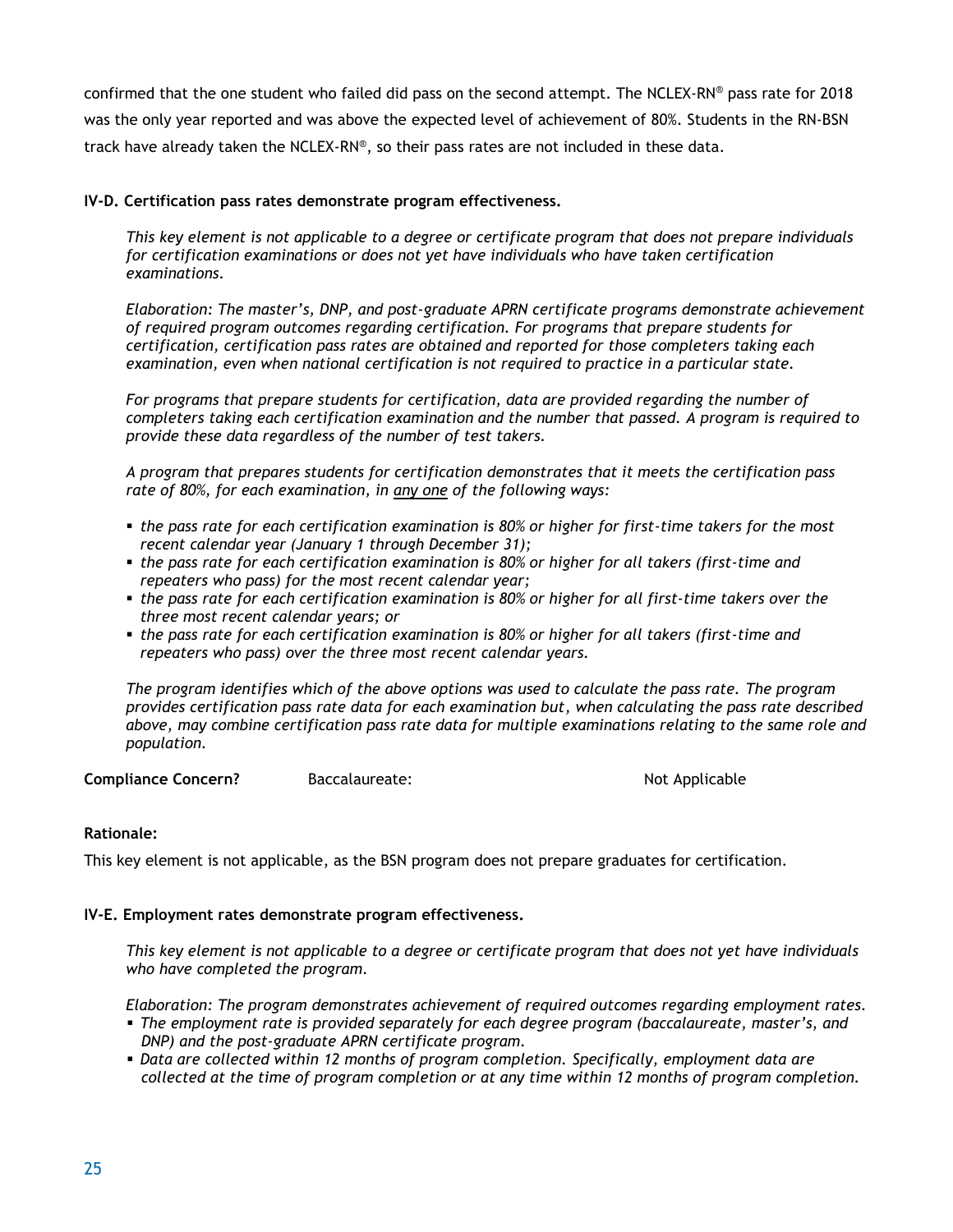confirmed that the one student who failed did pass on the second attempt. The NCLEX-RN® pass rate for 2018 was the only year reported and was above the expected level of achievement of 80%. Students in the RN-BSN track have already taken the NCLEX-RN®, so their pass rates are not included in these data.

**IV-D. Certification pass rates demonstrate program effectiveness.**

*This key element is not applicable to a degree or certificate program that does not prepare individuals for certification examinations or does not yet have individuals who have taken certification examinations.*

*Elaboration: The master's, DNP, and post-graduate APRN certificate programs demonstrate achievement of required program outcomes regarding certification. For programs that prepare students for certification, certification pass rates are obtained and reported for those completers taking each examination, even when national certification is not required to practice in a particular state.*

*For programs that prepare students for certification, data are provided regarding the number of completers taking each certification examination and the number that passed. A program is required to provide these data regardless of the number of test takers.*

*A program that prepares students for certification demonstrates that it meets the certification pass rate of 80%, for each examination, in <u>any one</u> of the following ways:*

- *the pass rate for each certification examination is 80% or higher for first-time takers for the most recent calendar year (January 1 through December 31);*
- *the pass rate for each certification examination is 80% or higher for all takers (first-time and repeaters who pass) for the most recent calendar year;*
- *the pass rate for each certification examination is 80% or higher for all first-time takers over the three most recent calendar years; or*
- *the pass rate for each certification examination is 80% or higher for all takers (first-time and repeaters who pass) over the three most recent calendar years.*

*The program identifies which of the above options was used to calculate the pass rate. The program provides certification pass rate data for each examination but, when calculating the pass rate described above, may combine certification pass rate data for multiple examinations relating to the same role and population.*

**Compliance Concern?** Baccalaureate: Not Applicable

**Rationale:**

This key element is not applicable, as the BSN program does not prepare graduates for certification.

**IV-E. Employment rates demonstrate program effectiveness.**

*This key element is not applicable to a degree or certificate program that does not yet have individuals who have completed the program.*

*Elaboration: The program demonstrates achievement of required outcomes regarding employment rates.*

- *The employment rate is provided separately for each degree program (baccalaureate, master's, and DNP) and the post-graduate APRN certificate program.*
- *Data are collected within 12 months of program completion. Specifically, employment data are collected at the time of program completion or at any time within 12 months of program completion.*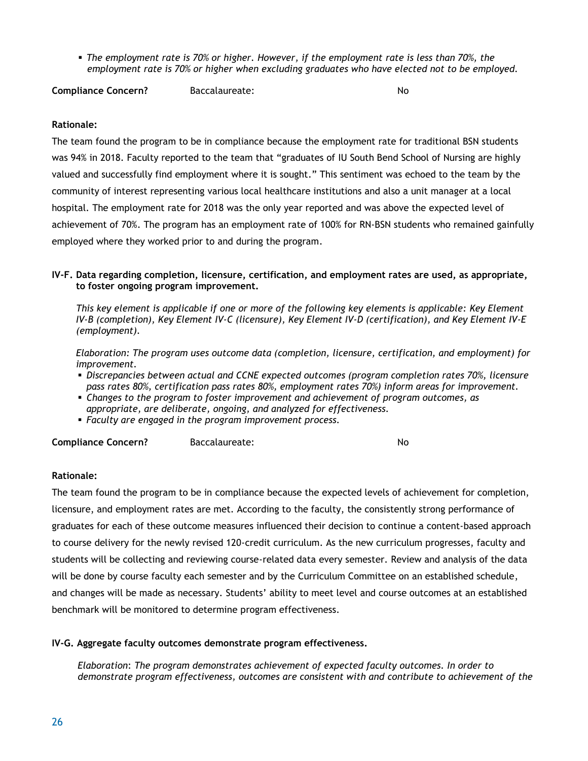- *The employment rate is 70% or higher. However, if the employment rate is less than 70%, the employment rate is 70% or higher when excluding graduates who have elected not to be employed.*

**Compliance Concern?** Baccalaureate: No

**Rationale:**

The team found the program to be in compliance because the employment rate for traditional BSN students was 94% in 2018. Faculty reported to the team that "graduates of IU South Bend School of Nursing are highly valued and successfully find employment where it is sought." This sentiment was echoed to the team by the community of interest representing various local healthcare institutions and also a unit manager at a local hospital. The employment rate for 2018 was the only year reported and was above the expected level of achievement of 70%. The program has an employment rate of 100% for RN-BSN students who remained gainfully employed where they worked prior to and during the program.

**IV-F. Data regarding completion, licensure, certification, and employment rates are used, as appropriate, to foster ongoing program improvement.**

*This key element is applicable if one or more of the following key elements is applicable: Key Element IV-B (completion), Key Element IV-C (licensure), Key Element IV-D (certification), and Key Element IV-E (employment).*

*Elaboration: The program uses outcome data (completion, licensure, certification, and employment) for improvement.*

- *Discrepancies between actual and CCNE expected outcomes (program completion rates 70%, licensure pass rates 80%, certification pass rates 80%, employment rates 70%) inform areas for improvement.*
- *Changes to the program to foster improvement and achievement of program outcomes, as appropriate, are deliberate, ongoing, and analyzed for effectiveness.*
- *Faculty are engaged in the program improvement process.*

**Compliance Concern?** Baccalaureate: No

**Rationale:**

The team found the program to be in compliance because the expected levels of achievement for completion, licensure, and employment rates are met. According to the faculty, the consistently strong performance of graduates for each of these outcome measures influenced their decision to continue a content-based approach to course delivery for the newly revised 120-credit curriculum. As the new curriculum progresses, faculty and students will be collecting and reviewing course-related data every semester. Review and analysis of the data will be done by course faculty each semester and by the Curriculum Committee on an established schedule, and changes will be made as necessary. Students' ability to meet level and course outcomes at an established benchmark will be monitored to determine program effectiveness.

**IV-G. Aggregate faculty outcomes demonstrate program effectiveness.**

*Elaboration: The program demonstrates achievement of expected faculty outcomes. In order to demonstrate program effectiveness, outcomes are consistent with and contribute to achievement of the*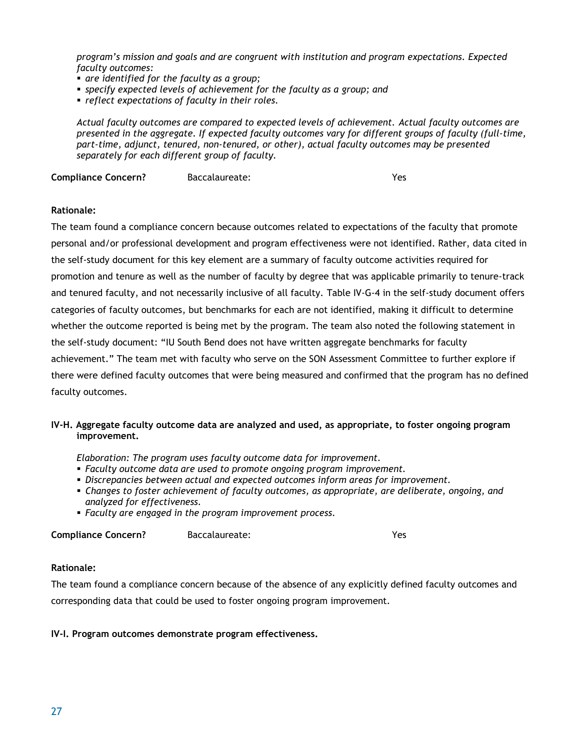*program's mission and goals and are congruent with institution and program expectations. Expected faculty outcomes:*

- *are identified for the faculty as a group;*
- *specify expected levels of achievement for the faculty as a group; and*
- *reflect expectations of faculty in their roles.*

*Actual faculty outcomes are compared to expected levels of achievement. Actual faculty outcomes are presented in the aggregate. If expected faculty outcomes vary for different groups of faculty (full-time, part-time, adjunct, tenured, non-tenured, or other), actual faculty outcomes may be presented separately for each different group of faculty.*

**Compliance Concern?** Baccalaureate: Yes

**Rationale:**

The team found a compliance concern because outcomes related to expectations of the faculty that promote personal and/or professional development and program effectiveness were not identified. Rather, data cited in the self-study document for this key element are a summary of faculty outcome activities required for promotion and tenure as well as the number of faculty by degree that was applicable primarily to tenure-track and tenured faculty, and not necessarily inclusive of all faculty. Table IV-G-4 in the self-study document offers categories of faculty outcomes, but benchmarks for each are not identified, making it difficult to determine whether the outcome reported is being met by the program. The team also noted the following statement in the self-study document: "IU South Bend does not have written aggregate benchmarks for faculty achievement." The team met with faculty who serve on the SON Assessment Committee to further explore if there were defined faculty outcomes that were being measured and confirmed that the program has no defined faculty outcomes.

**IV-H. Aggregate faculty outcome data are analyzed and used, as appropriate, to foster ongoing program improvement.**

*Elaboration: The program uses faculty outcome data for improvement.*

- *Faculty outcome data are used to promote ongoing program improvement.*
- *Discrepancies between actual and expected outcomes inform areas for improvement.*
- *Changes to foster achievement of faculty outcomes, as appropriate, are deliberate, ongoing, and analyzed for effectiveness.*
- *Faculty are engaged in the program improvement process.*

**Compliance Concern?** Baccalaureate: Yes

**Rationale:**

The team found a compliance concern because of the absence of any explicitly defined faculty outcomes and corresponding data that could be used to foster ongoing program improvement.

**IV-I. Program outcomes demonstrate program effectiveness.**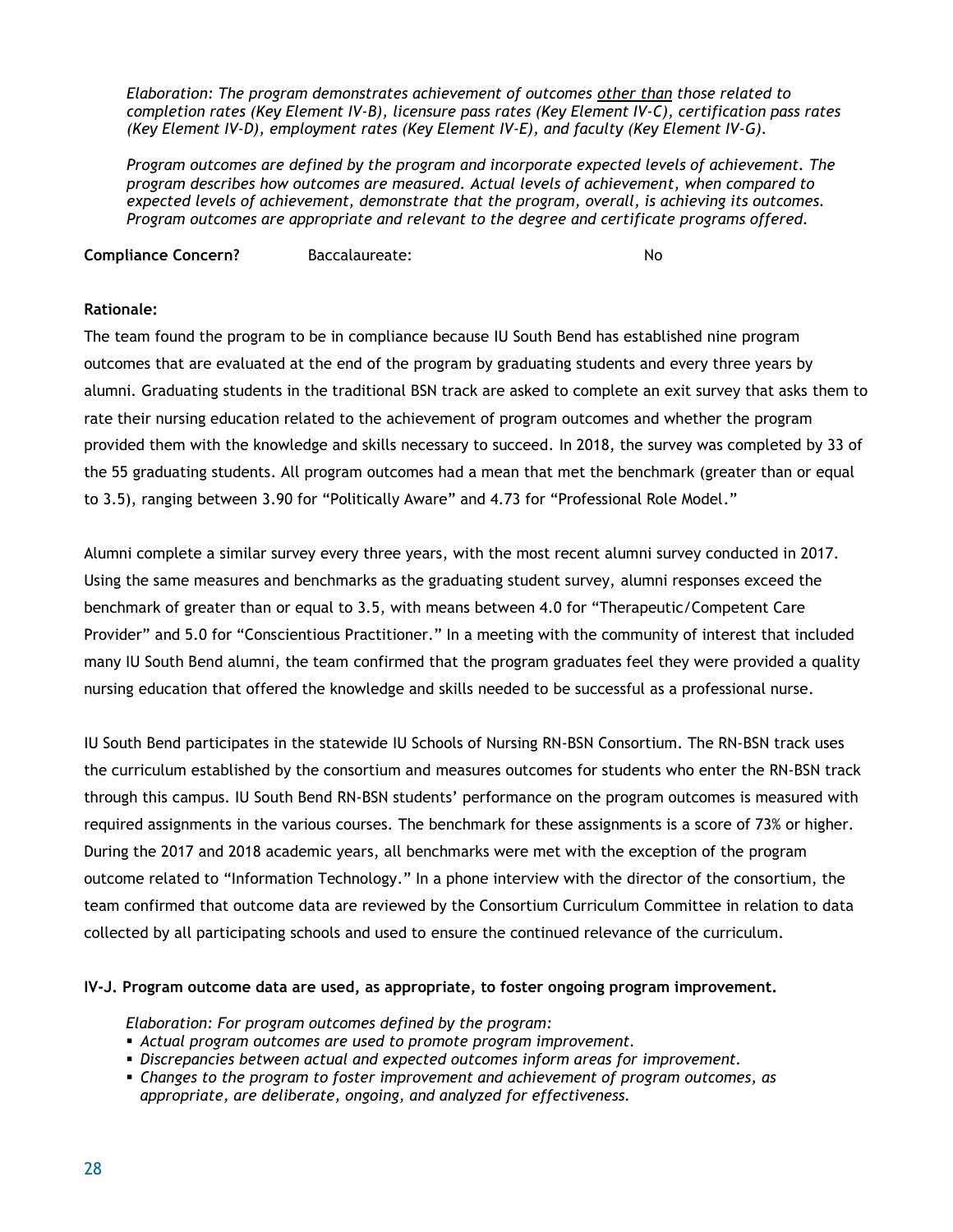*Elaboration: The program demonstrates achievement of outcomes <u>other than</u> those related to completion rates (Key Element IV-B), licensure pass rates (Key Element IV-C), certification pass rates (Key Element IV-D), employment rates (Key Element IV-E), and faculty (Key Element IV-G).*

*Program outcomes are defined by the program and incorporate expected levels of achievement. The program describes how outcomes are measured. Actual levels of achievement, when compared to expected levels of achievement, demonstrate that the program, overall, is achieving its outcomes. Program outcomes are appropriate and relevant to the degree and certificate programs offered.*

**Compliance Concern?** Baccalaureate: No

**Rationale:**

The team found the program to be in compliance because IU South Bend has established nine program outcomes that are evaluated at the end of the program by graduating students and every three years by alumni. Graduating students in the traditional BSN track are asked to complete an exit survey that asks them to rate their nursing education related to the achievement of program outcomes and whether the program provided them with the knowledge and skills necessary to succeed. In 2018, the survey was completed by 33 of the 55 graduating students. All program outcomes had a mean that met the benchmark (greater than or equal to 3.5), ranging between 3.90 for "Politically Aware" and 4.73 for "Professional Role Model."

Alumni complete a similar survey every three years, with the most recent alumni survey conducted in 2017. Using the same measures and benchmarks as the graduating student survey, alumni responses exceed the benchmark of greater than or equal to 3.5, with means between 4.0 for "Therapeutic/Competent Care Provider" and 5.0 for "Conscientious Practitioner." In a meeting with the community of interest that included many IU South Bend alumni, the team confirmed that the program graduates feel they were provided a quality nursing education that offered the knowledge and skills needed to be successful as a professional nurse.

IU South Bend participates in the statewide IU Schools of Nursing RN-BSN Consortium. The RN-BSN track uses the curriculum established by the consortium and measures outcomes for students who enter the RN-BSN track through this campus. IU South Bend RN-BSN students' performance on the program outcomes is measured with required assignments in the various courses. The benchmark for these assignments is a score of 73% or higher. During the 2017 and 2018 academic years, all benchmarks were met with the exception of the program outcome related to "Information Technology." In a phone interview with the director of the consortium, the team confirmed that outcome data are reviewed by the Consortium Curriculum Committee in relation to data collected by all participating schools and used to ensure the continued relevance of the curriculum.

**IV-J. Program outcome data are used, as appropriate, to foster ongoing program improvement.**

*Elaboration: For program outcomes defined by the program:*

- *Actual program outcomes are used to promote program improvement.*
- *Discrepancies between actual and expected outcomes inform areas for improvement.*
- *Changes to the program to foster improvement and achievement of program outcomes, as appropriate, are deliberate, ongoing, and analyzed for effectiveness.*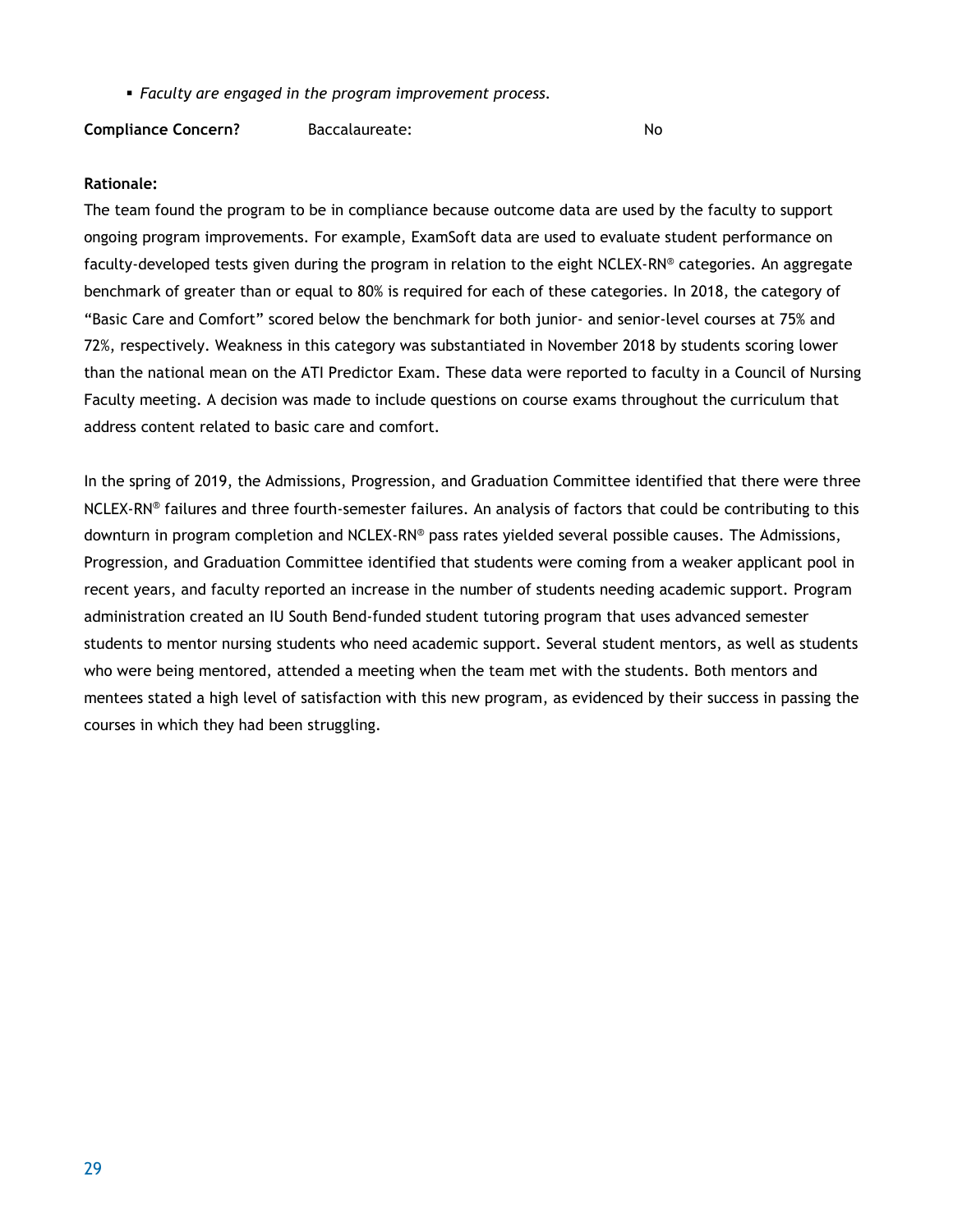- *Faculty are engaged in the program improvement process.*

**Compliance Concern?** Baccalaureate: No

**Rationale:**

The team found the program to be in compliance because outcome data are used by the faculty to support ongoing program improvements. For example, ExamSoft data are used to evaluate student performance on faculty-developed tests given during the program in relation to the eight NCLEX-RN® categories. An aggregate benchmark of greater than or equal to 80% is required for each of these categories. In 2018, the category of "Basic Care and Comfort" scored below the benchmark for both junior- and senior-level courses at 75% and 72%, respectively. Weakness in this category was substantiated in November 2018 by students scoring lower than the national mean on the ATI Predictor Exam. These data were reported to faculty in a Council of Nursing Faculty meeting. A decision was made to include questions on course exams throughout the curriculum that address content related to basic care and comfort.

In the spring of 2019, the Admissions, Progression, and Graduation Committee identified that there were three NCLEX-RN® failures and three fourth-semester failures. An analysis of factors that could be contributing to this downturn in program completion and NCLEX-RN® pass rates yielded several possible causes. The Admissions, Progression, and Graduation Committee identified that students were coming from a weaker applicant pool in recent years, and faculty reported an increase in the number of students needing academic support. Program administration created an IU South Bend-funded student tutoring program that uses advanced semester students to mentor nursing students who need academic support. Several student mentors, as well as students who were being mentored, attended a meeting when the team met with the students. Both mentors and mentees stated a high level of satisfaction with this new program, as evidenced by their success in passing the courses in which they had been struggling.